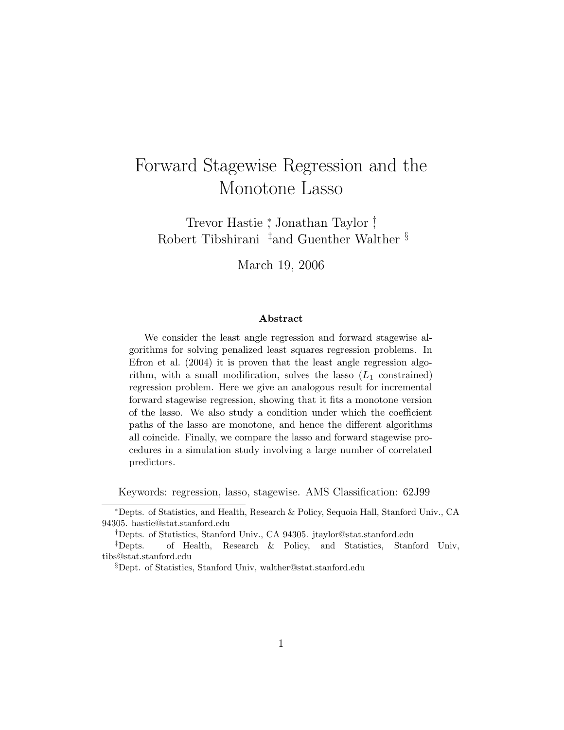# Forward Stagewise Regression and the Monotone Lasso

Trevor Hastie [*], Jonathan Taylor [†]  
Robert Tibshirani [‡] and Guenther Walther [§]

March 19, 2006

### Abstract

We consider the least angle regression and forward stagewise algorithms for solving penalized least squares regression problems. In Efron et al. (2004) it is proven that the least angle regression algorithm, with a small modification, solves the lasso ($L_1$ constrained) regression problem. Here we give an analogous result for incremental forward stagewise regression, showing that it fits a monotone version of the lasso. We also study a condition under which the coefficient paths of the lasso are monotone, and hence the different algorithms all coincide. Finally, we compare the lasso and forward stagewise procedures in a simulation study involving a large number of correlated predictors.

Keywords: regression, lasso, stagewise. AMS Classification: 62J99

---

[*] Depts. of Statistics, and Health, Research & Policy, Sequoia Hall, Stanford Univ., CA 94305. hastie@stat.stanford.edu

[†] Depts. of Statistics, Stanford Univ., CA 94305. jtaylor@stat.stanford.edu

[‡] Depts. of Health, Research & Policy, and Statistics, Stanford Univ, tibs@stat.stanford.edu

[§] Dept. of Statistics, Stanford Univ, walther@stat.stanford.edu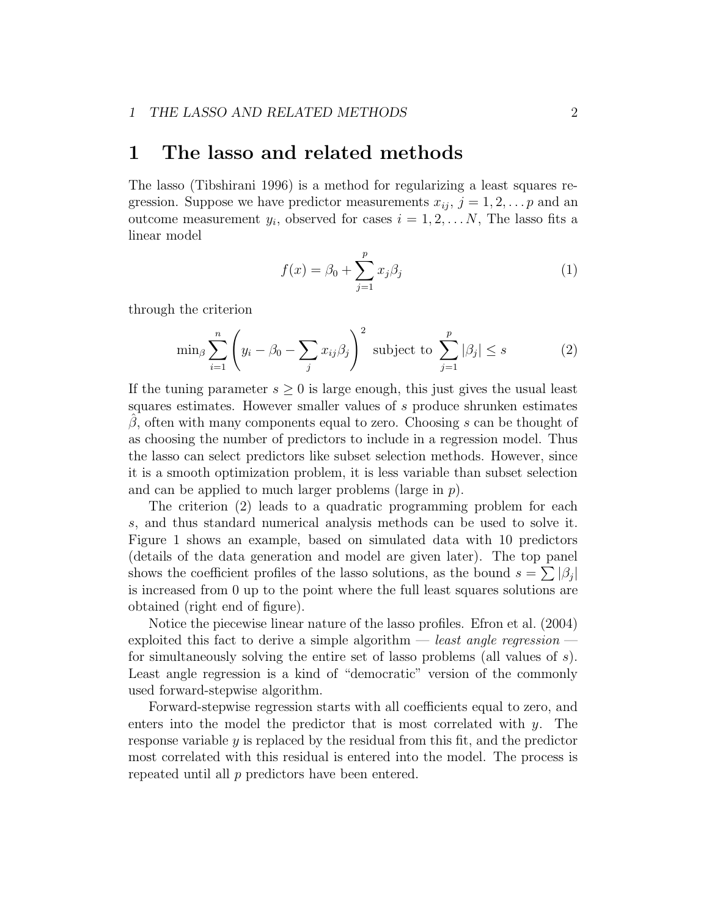# 1 The lasso and related methods

The lasso (Tibshirani 1996) is a method for regularizing a least squares regression. Suppose we have predictor measurements $x_{ij}$, $j = 1, 2, \dots p$ and an outcome measurement $y_i$, observed for cases $i = 1, 2, \dots N$, The lasso fits a linear model

$$f(x) = \beta_0 + \sum_{j=1}^{p} x_j \beta_j \tag{1}$$

through the criterion

$$\min_\beta \sum_{i=1}^{n} \left( y_i - \beta_0 - \sum_j x_{ij}\beta_j \right)^2 \text{ subject to } \sum_{j=1}^{p} |\beta_j| \leq s \tag{2}$$

If the tuning parameter $s \geq 0$ is large enough, this just gives the usual least squares estimates. However smaller values of $s$ produce shrunken estimates $\hat{\beta}$, often with many components equal to zero. Choosing $s$ can be thought of as choosing the number of predictors to include in a regression model. Thus the lasso can select predictors like subset selection methods. However, since it is a smooth optimization problem, it is less variable than subset selection and can be applied to much larger problems (large in $p$).

The criterion (2) leads to a quadratic programming problem for each $s$, and thus standard numerical analysis methods can be used to solve it. Figure 1 shows an example, based on simulated data with 10 predictors (details of the data generation and model are given later). The top panel shows the coefficient profiles of the lasso solutions, as the bound $s = \sum |\beta_j|$ is increased from 0 up to the point where the full least squares solutions are obtained (right end of figure).

Notice the piecewise linear nature of the lasso profiles. Efron et al. (2004) exploited this fact to derive a simple algorithm — *least angle regression* — for simultaneously solving the entire set of lasso problems (all values of $s$). Least angle regression is a kind of "democratic" version of the commonly used forward-stepwise algorithm.

Forward-stepwise regression starts with all coefficients equal to zero, and enters into the model the predictor that is most correlated with $y$. The response variable $y$ is replaced by the residual from this fit, and the predictor most correlated with this residual is entered into the model. The process is repeated until all $p$ predictors have been entered.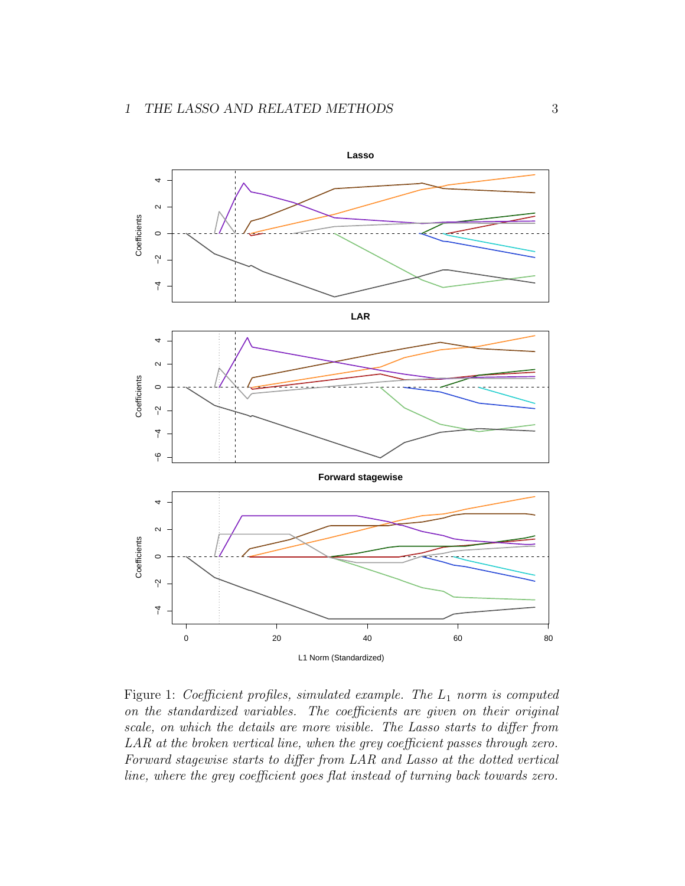Figure 1: *Coefficient profiles, simulated example. The $L_1$ norm is computed on the standardized variables. The coefficients are given on their original scale, on which the details are more visible. The Lasso starts to differ from LAR at the broken vertical line, when the grey coefficient passes through zero. Forward stagewise starts to differ from LAR and Lasso at the dotted vertical line, where the grey coefficient goes flat instead of turning back towards zero.*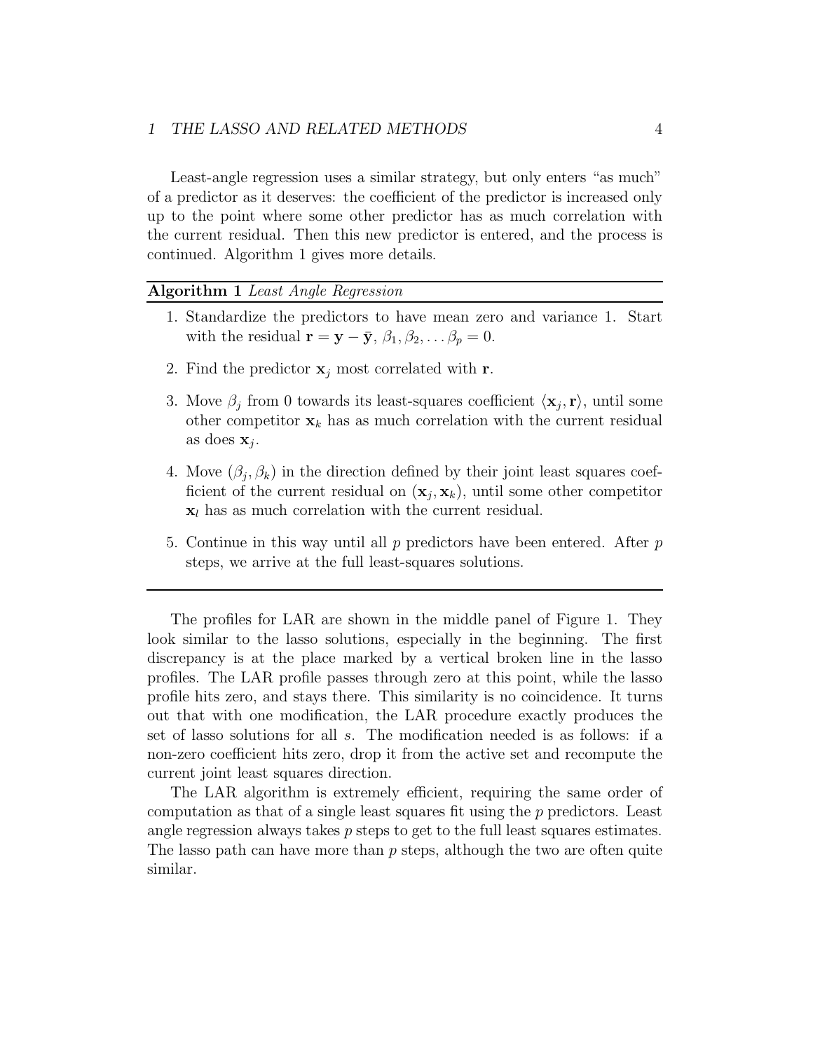Least-angle regression uses a similar strategy, but only enters "as much" of a predictor as it deserves: the coefficient of the predictor is increased only up to the point where some other predictor has as much correlation with the current residual. Then this new predictor is entered, and the process is continued. Algorithm 1 gives more details.

---

**Algorithm 1** *Least Angle Regression*

---

1. Standardize the predictors to have mean zero and variance 1. Start with the residual $\mathbf{r} = \mathbf{y} - \bar{\mathbf{y}}$, $\beta_1, \beta_2, \ldots \beta_p = 0$.

2. Find the predictor $\mathbf{x}_j$ most correlated with $\mathbf{r}$.

3. Move $\beta_j$ from 0 towards its least-squares coefficient $\langle \mathbf{x}_j, \mathbf{r} \rangle$, until some other competitor $\mathbf{x}_k$ has as much correlation with the current residual as does $\mathbf{x}_j$.

4. Move $(\beta_j, \beta_k)$ in the direction defined by their joint least squares coefficient of the current residual on $(\mathbf{x}_j, \mathbf{x}_k)$, until some other competitor $\mathbf{x}_l$ has as much correlation with the current residual.

5. Continue in this way until all $p$ predictors have been entered. After $p$ steps, we arrive at the full least-squares solutions.

---

The profiles for LAR are shown in the middle panel of Figure 1. They look similar to the lasso solutions, especially in the beginning. The first discrepancy is at the place marked by a vertical broken line in the lasso profiles. The LAR profile passes through zero at this point, while the lasso profile hits zero, and stays there. This similarity is no coincidence. It turns out that with one modification, the LAR procedure exactly produces the set of lasso solutions for all $s$. The modification needed is as follows: if a non-zero coefficient hits zero, drop it from the active set and recompute the current joint least squares direction.

The LAR algorithm is extremely efficient, requiring the same order of computation as that of a single least squares fit using the $p$ predictors. Least angle regression always takes $p$ steps to get to the full least squares estimates. The lasso path can have more than $p$ steps, although the two are often quite similar.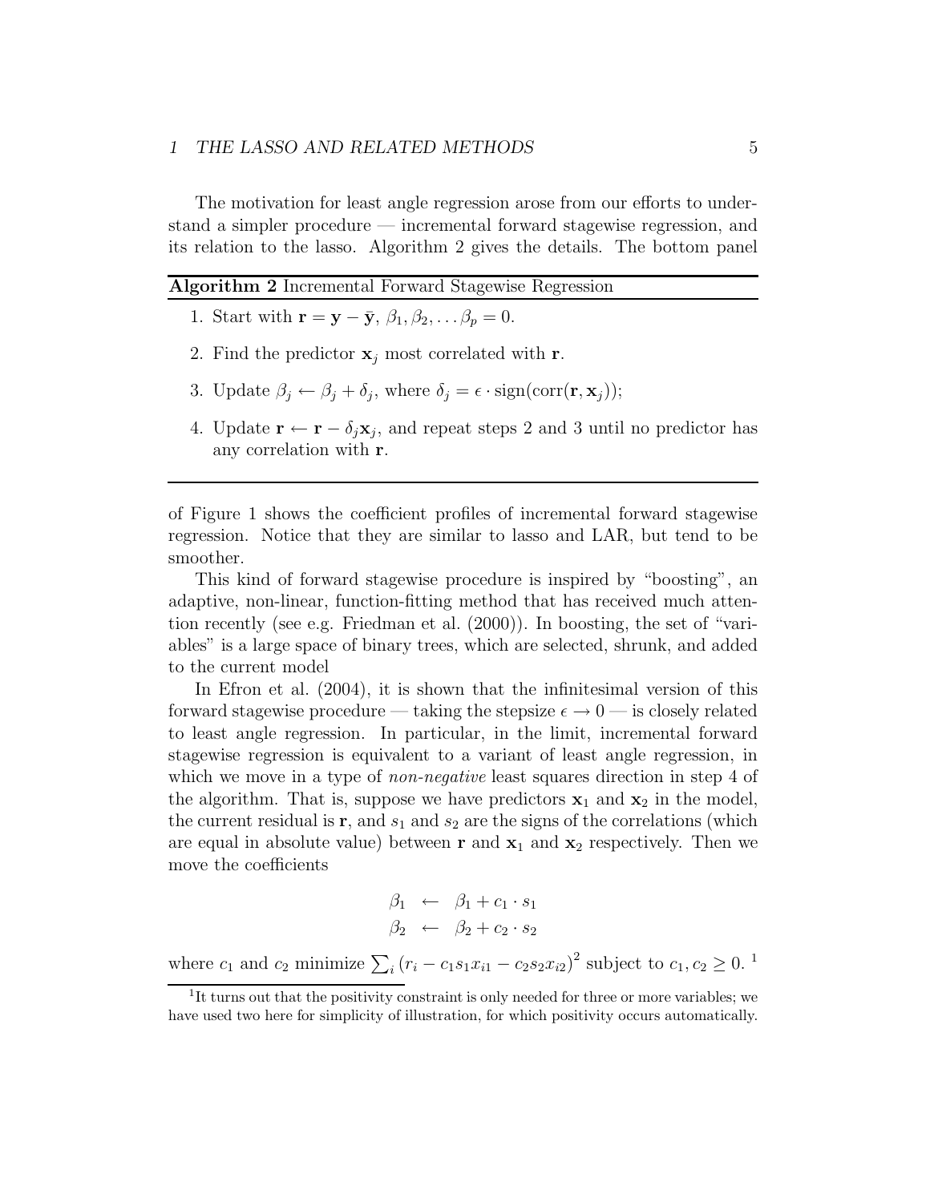The motivation for least angle regression arose from our efforts to understand a simpler procedure — incremental forward stagewise regression, and its relation to the lasso. Algorithm 2 gives the details. The bottom panel of Figure 1 shows the coefficient profiles of incremental forward stagewise regression. Notice that they are similar to lasso and LAR, but tend to be smoother.

---

**Algorithm 2** Incremental Forward Stagewise Regression

---

1. Start with $\mathbf{r} = \mathbf{y} - \bar{\mathbf{y}}$, $\beta_1, \beta_2, \ldots \beta_p = 0$.

2. Find the predictor $\mathbf{x}_j$ most correlated with $\mathbf{r}$.

3. Update $\beta_j \leftarrow \beta_j + \delta_j$, where $\delta_j = \epsilon \cdot \text{sign}(\text{corr}(\mathbf{r}, \mathbf{x}_j))$;

4. Update $\mathbf{r} \leftarrow \mathbf{r} - \delta_j \mathbf{x}_j$, and repeat steps 2 and 3 until no predictor has any correlation with $\mathbf{r}$.

---

This kind of forward stagewise procedure is inspired by "boosting", an adaptive, non-linear, function-fitting method that has received much attention recently (see e.g. Friedman et al. (2000)). In boosting, the set of "variables" is a large space of binary trees, which are selected, shrunk, and added to the current model

In Efron et al. (2004), it is shown that the infinitesimal version of this forward stagewise procedure — taking the stepsize $\epsilon \to 0$ — is closely related to least angle regression. In particular, in the limit, incremental forward stagewise regression is equivalent to a variant of least angle regression, in which we move in a type of *non-negative* least squares direction in step 4 of the algorithm. That is, suppose we have predictors $\mathbf{x}_1$ and $\mathbf{x}_2$ in the model, the current residual is $\mathbf{r}$, and $s_1$ and $s_2$ are the signs of the correlations (which are equal in absolute value) between $\mathbf{r}$ and $\mathbf{x}_1$ and $\mathbf{x}_2$ respectively. Then we move the coefficients

$$
\begin{aligned}
\beta_1 &\leftarrow \beta_1 + c_1 \cdot s_1 \\
\beta_2 &\leftarrow \beta_2 + c_2 \cdot s_2
\end{aligned}
$$

where $c_1$ and $c_2$ minimize $\sum_i (r_i - c_1 s_1 x_{i1} - c_2 s_2 x_{i2})^2$ subject to $c_1, c_2 \geq 0$. [1]

[1] It turns out that the positivity constraint is only needed for three or more variables; we have used two here for simplicity of illustration, for which positivity occurs automatically.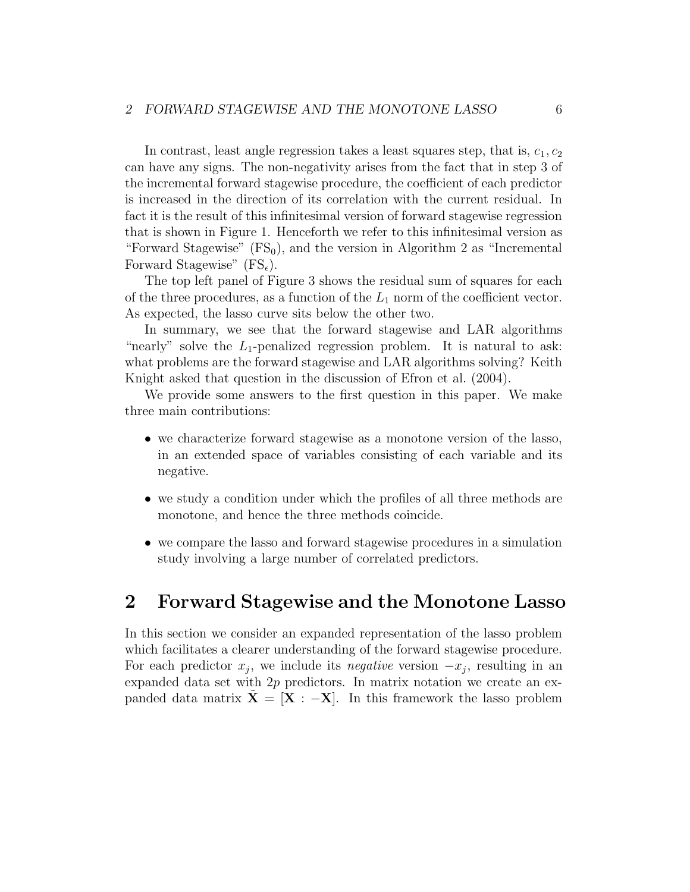In contrast, least angle regression takes a least squares step, that is, $c_1, c_2$ can have any signs. The non-negativity arises from the fact that in step 3 of the incremental forward stagewise procedure, the coefficient of each predictor is increased in the direction of its correlation with the current residual. In fact it is the result of this infinitesimal version of forward stagewise regression that is shown in Figure 1. Henceforth we refer to this infinitesimal version as "Forward Stagewise" ($\mathrm{FS}_0$), and the version in Algorithm 2 as "Incremental Forward Stagewise" ($\mathrm{FS}_\epsilon$).

The top left panel of Figure 3 shows the residual sum of squares for each of the three procedures, as a function of the $L_1$ norm of the coefficient vector. As expected, the lasso curve sits below the other two.

In summary, we see that the forward stagewise and LAR algorithms "nearly" solve the $L_1$-penalized regression problem. It is natural to ask: what problems are the forward stagewise and LAR algorithms solving? Keith Knight asked that question in the discussion of Efron et al. (2004).

We provide some answers to the first question in this paper. We make three main contributions:

- we characterize forward stagewise as a monotone version of the lasso, in an extended space of variables consisting of each variable and its negative.
- we study a condition under which the profiles of all three methods are monotone, and hence the three methods coincide.
- we compare the lasso and forward stagewise procedures in a simulation study involving a large number of correlated predictors.

## 2 Forward Stagewise and the Monotone Lasso

In this section we consider an expanded representation of the lasso problem which facilitates a clearer understanding of the forward stagewise procedure. For each predictor $x_j$, we include its *negative* version $-x_j$, resulting in an expanded data set with $2p$ predictors. In matrix notation we create an expanded data matrix $\tilde{\mathbf{X}} = [\mathbf{X} : -\mathbf{X}]$. In this framework the lasso problem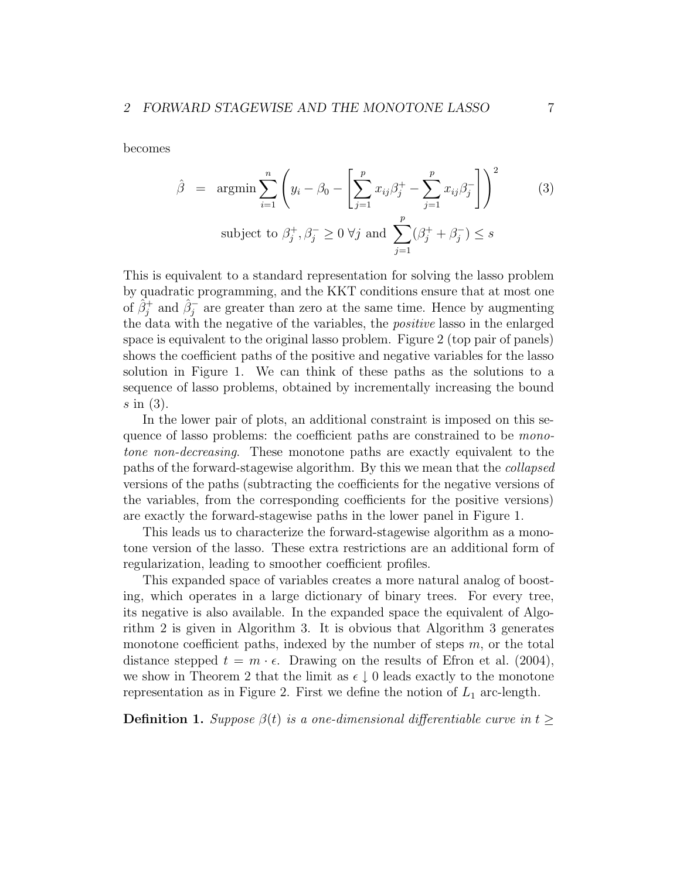becomes

$$\hat{\beta} = \operatorname{argmin} \sum_{i=1}^{n} \left( y_i - \beta_0 - \left[ \sum_{j=1}^{p} x_{ij}\beta_j^+ - \sum_{j=1}^{p} x_{ij}\beta_j^- \right] \right)^2 \tag{3}$$

$$\text{subject to } \beta_j^+, \beta_j^- \geq 0 \; \forall j \text{ and } \sum_{j=1}^{p} (\beta_j^+ + \beta_j^-) \leq s$$

This is equivalent to a standard representation for solving the lasso problem by quadratic programming, and the KKT conditions ensure that at most one of $\hat{\beta}_j^+$ and $\hat{\beta}_j^-$ are greater than zero at the same time. Hence by augmenting the data with the negative of the variables, the *positive* lasso in the enlarged space is equivalent to the original lasso problem. Figure 2 (top pair of panels) shows the coefficient paths of the positive and negative variables for the lasso solution in Figure 1. We can think of these paths as the solutions to a sequence of lasso problems, obtained by incrementally increasing the bound $s$ in (3).

In the lower pair of plots, an additional constraint is imposed on this sequence of lasso problems: the coefficient paths are constrained to be *monotone non-decreasing*. These monotone paths are exactly equivalent to the paths of the forward-stagewise algorithm. By this we mean that the *collapsed* versions of the paths (subtracting the coefficients for the negative versions of the variables, from the corresponding coefficients for the positive versions) are exactly the forward-stagewise paths in the lower panel in Figure 1.

This leads us to characterize the forward-stagewise algorithm as a monotone version of the lasso. These extra restrictions are an additional form of regularization, leading to smoother coefficient profiles.

This expanded space of variables creates a more natural analog of boosting, which operates in a large dictionary of binary trees. For every tree, its negative is also available. In the expanded space the equivalent of Algorithm 2 is given in Algorithm 3. It is obvious that Algorithm 3 generates monotone coefficient paths, indexed by the number of steps $m$, or the total distance stepped $t = m \cdot \epsilon$. Drawing on the results of Efron et al. (2004), we show in Theorem 2 that the limit as $\epsilon \downarrow 0$ leads exactly to the monotone representation as in Figure 2. First we define the notion of $L_1$ arc-length.

**Definition 1.** *Suppose $\beta(t)$ is a one-dimensional differentiable curve in $t \geq$*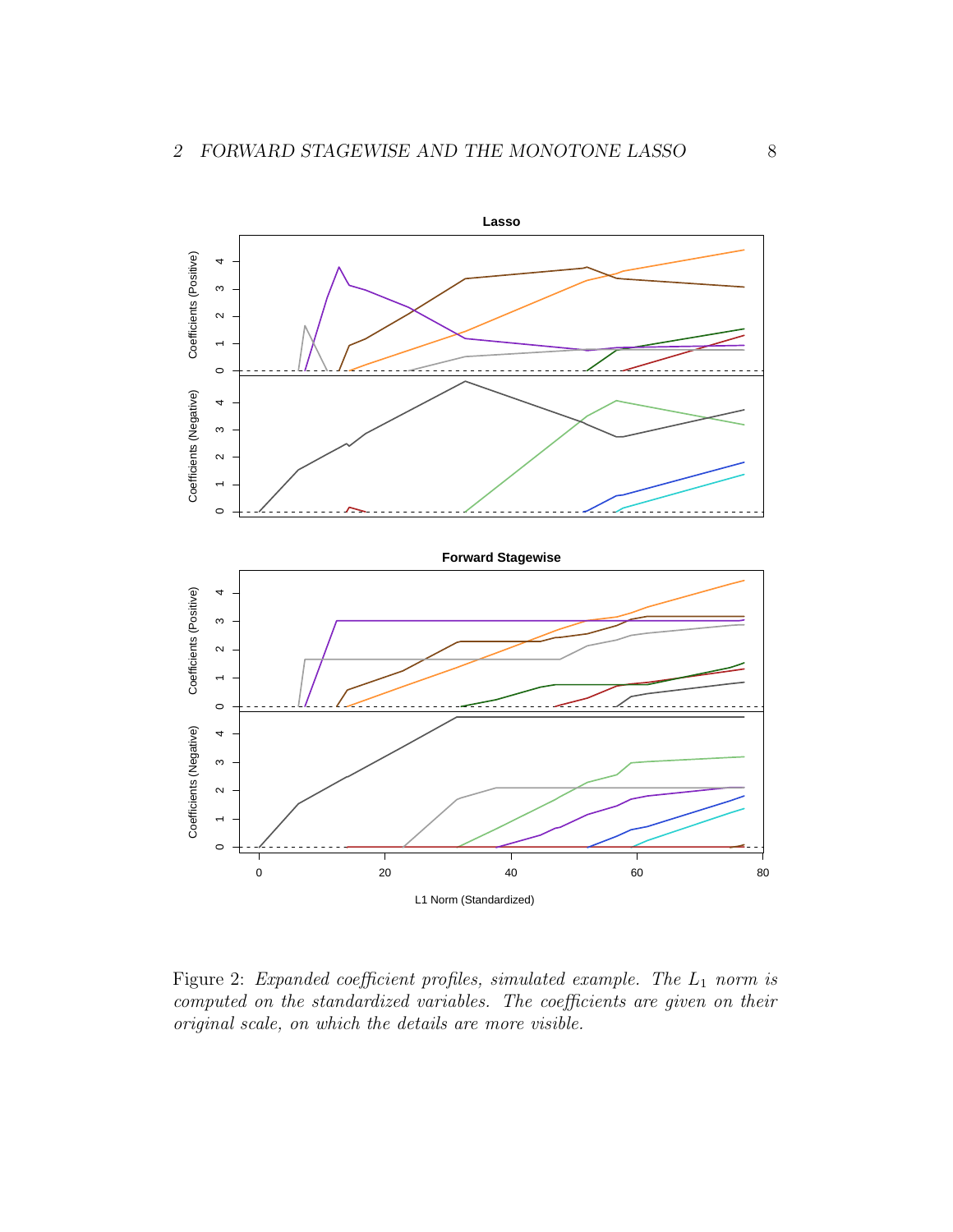Figure 2: *Expanded coefficient profiles, simulated example. The $L_1$ norm is computed on the standardized variables. The coefficients are given on their original scale, on which the details are more visible.*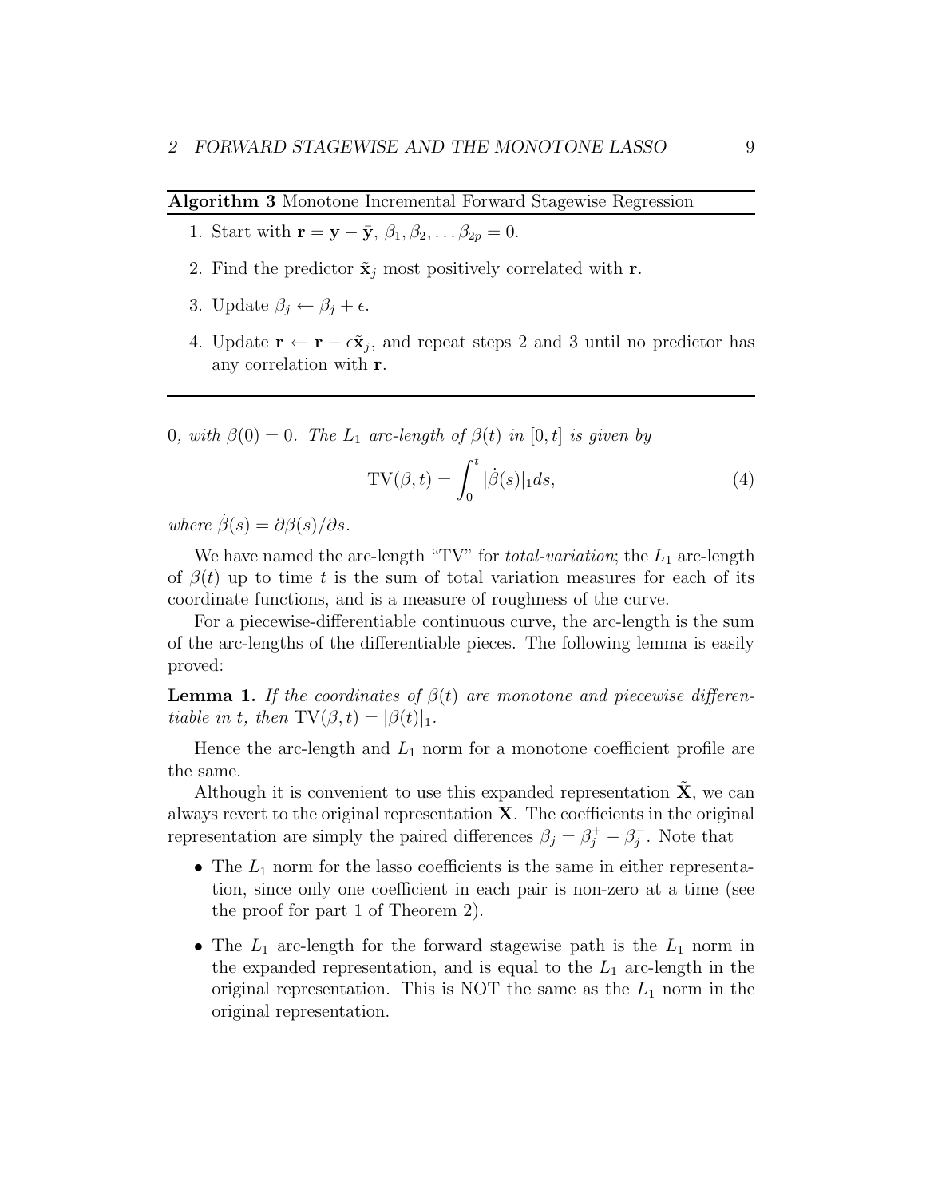**Algorithm 3** Monotone Incremental Forward Stagewise Regression

1. Start with $\mathbf{r} = \mathbf{y} - \bar{\mathbf{y}}$, $\beta_1, \beta_2, \ldots \beta_{2p} = 0$.
2. Find the predictor $\tilde{\mathbf{x}}_j$ most positively correlated with $\mathbf{r}$.
3. Update $\beta_j \leftarrow \beta_j + \epsilon$.
4. Update $\mathbf{r} \leftarrow \mathbf{r} - \epsilon\tilde{\mathbf{x}}_j$, and repeat steps 2 and 3 until no predictor has any correlation with $\mathbf{r}$.

---

*0, with $\beta(0) = 0$. The $L_1$ arc-length of $\beta(t)$ in $[0, t]$ is given by*

$$\mathrm{TV}(\beta, t) = \int_0^t |\dot{\beta}(s)|_1 ds, \tag{4}$$

*where $\dot{\beta}(s) = \partial\beta(s)/\partial s$.*

We have named the arc-length "TV" for *total-variation*; the $L_1$ arc-length of $\beta(t)$ up to time $t$ is the sum of total variation measures for each of its coordinate functions, and is a measure of roughness of the curve.

For a piecewise-differentiable continuous curve, the arc-length is the sum of the arc-lengths of the differentiable pieces. The following lemma is easily proved:

**Lemma 1.** *If the coordinates of $\beta(t)$ are monotone and piecewise differentiable in $t$, then $\mathrm{TV}(\beta, t) = |\beta(t)|_1$.*

Hence the arc-length and $L_1$ norm for a monotone coefficient profile are the same.

Although it is convenient to use this expanded representation $\tilde{\mathbf{X}}$, we can always revert to the original representation $\mathbf{X}$. The coefficients in the original representation are simply the paired differences $\beta_j = \beta_j^+ - \beta_j^-$. Note that

- The $L_1$ norm for the lasso coefficients is the same in either representation, since only one coefficient in each pair is non-zero at a time (see the proof for part 1 of Theorem 2).
- The $L_1$ arc-length for the forward stagewise path is the $L_1$ norm in the expanded representation, and is equal to the $L_1$ arc-length in the original representation. This is NOT the same as the $L_1$ norm in the original representation.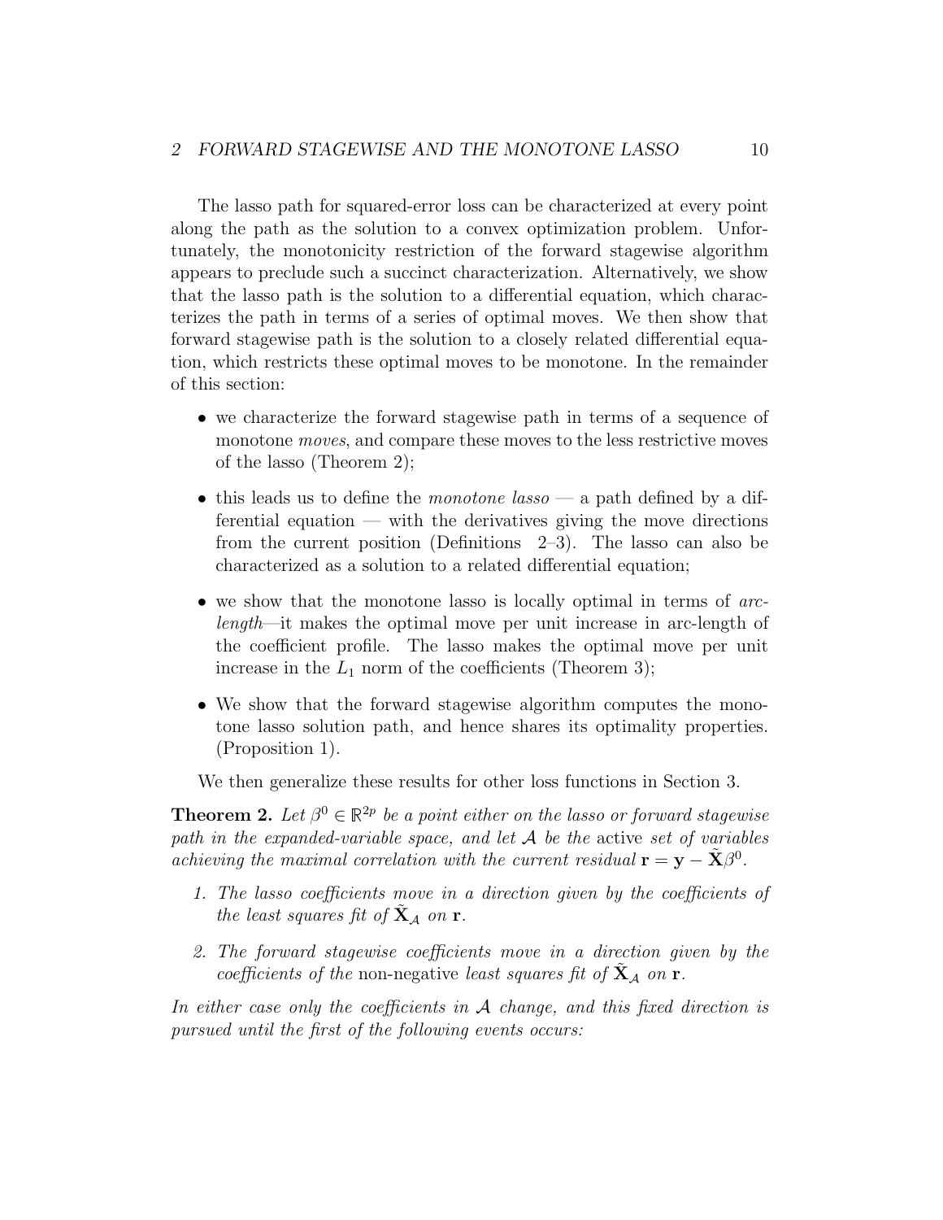The lasso path for squared-error loss can be characterized at every point along the path as the solution to a convex optimization problem. Unfortunately, the monotonicity restriction of the forward stagewise algorithm appears to preclude such a succinct characterization. Alternatively, we show that the lasso path is the solution to a differential equation, which characterizes the path in terms of a series of optimal moves. We then show that forward stagewise path is the solution to a closely related differential equation, which restricts these optimal moves to be monotone. In the remainder of this section:

- we characterize the forward stagewise path in terms of a sequence of monotone *moves*, and compare these moves to the less restrictive moves of the lasso (Theorem 2);
- this leads us to define the *monotone lasso* — a path defined by a differential equation — with the derivatives giving the move directions from the current position (Definitions 2–3). The lasso can also be characterized as a solution to a related differential equation;
- we show that the monotone lasso is locally optimal in terms of *arc-length*—it makes the optimal move per unit increase in arc-length of the coefficient profile. The lasso makes the optimal move per unit increase in the $L_1$ norm of the coefficients (Theorem 3);
- We show that the forward stagewise algorithm computes the monotone lasso solution path, and hence shares its optimality properties. (Proposition 1).

We then generalize these results for other loss functions in Section 3.

**Theorem 2.** *Let $\beta^0 \in \mathbb{R}^{2p}$ be a point either on the lasso or forward stagewise path in the expanded-variable space, and let $\mathcal{A}$ be the* active *set of variables achieving the maximal correlation with the current residual $\mathbf{r} = \mathbf{y} - \tilde{\mathbf{X}}\beta^0$.*

1. *The lasso coefficients move in a direction given by the coefficients of the least squares fit of $\tilde{\mathbf{X}}_\mathcal{A}$ on $\mathbf{r}$.*
2. *The forward stagewise coefficients move in a direction given by the coefficients of the* non-negative *least squares fit of $\tilde{\mathbf{X}}_\mathcal{A}$ on $\mathbf{r}$.*

*In either case only the coefficients in $\mathcal{A}$ change, and this fixed direction is pursued until the first of the following events occurs:*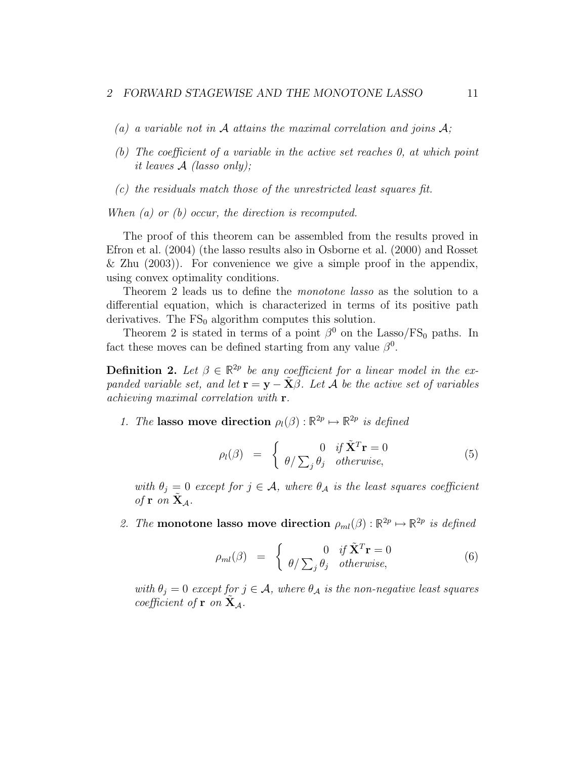*(a) a variable not in $\mathcal{A}$ attains the maximal correlation and joins $\mathcal{A}$;*

*(b) The coefficient of a variable in the active set reaches 0, at which point it leaves $\mathcal{A}$ (lasso only);*

*(c) the residuals match those of the unrestricted least squares fit.*

*When (a) or (b) occur, the direction is recomputed.*

The proof of this theorem can be assembled from the results proved in Efron et al. (2004) (the lasso results also in Osborne et al. (2000) and Rosset & Zhu (2003)). For convenience we give a simple proof in the appendix, using convex optimality conditions.

Theorem 2 leads us to define the *monotone lasso* as the solution to a differential equation, which is characterized in terms of its positive path derivatives. The $\text{FS}_0$ algorithm computes this solution.

Theorem 2 is stated in terms of a point $\beta^0$ on the Lasso/$\text{FS}_0$ paths. In fact these moves can be defined starting from any value $\beta^0$.

**Definition 2.** *Let $\beta \in \mathbb{R}^{2p}$ be any coefficient for a linear model in the expanded variable set, and let $\mathbf{r} = \mathbf{y} - \tilde{\mathbf{X}}\beta$. Let $\mathcal{A}$ be the active set of variables achieving maximal correlation with $\mathbf{r}$.*

1. *The* **lasso move direction** $\rho_l(\beta) : \mathbb{R}^{2p} \mapsto \mathbb{R}^{2p}$ *is defined*

$$\rho_l(\beta) \;=\; \begin{cases} 0 & \text{if } \tilde{\mathbf{X}}^T\mathbf{r} = 0 \\ \theta / \sum_j \theta_j & \text{otherwise,} \end{cases} \tag{5}$$

   *with $\theta_j = 0$ except for $j \in \mathcal{A}$, where $\theta_{\mathcal{A}}$ is the least squares coefficient of $\mathbf{r}$ on $\tilde{\mathbf{X}}_{\mathcal{A}}$.*

2. *The* **monotone lasso move direction** $\rho_{ml}(\beta) : \mathbb{R}^{2p} \mapsto \mathbb{R}^{2p}$ *is defined*

$$\rho_{ml}(\beta) \;=\; \begin{cases} 0 & \text{if } \tilde{\mathbf{X}}^T\mathbf{r} = 0 \\ \theta / \sum_j \theta_j & \text{otherwise,} \end{cases} \tag{6}$$

   *with $\theta_j = 0$ except for $j \in \mathcal{A}$, where $\theta_{\mathcal{A}}$ is the non-negative least squares coefficient of $\mathbf{r}$ on $\tilde{\mathbf{X}}_{\mathcal{A}}$.*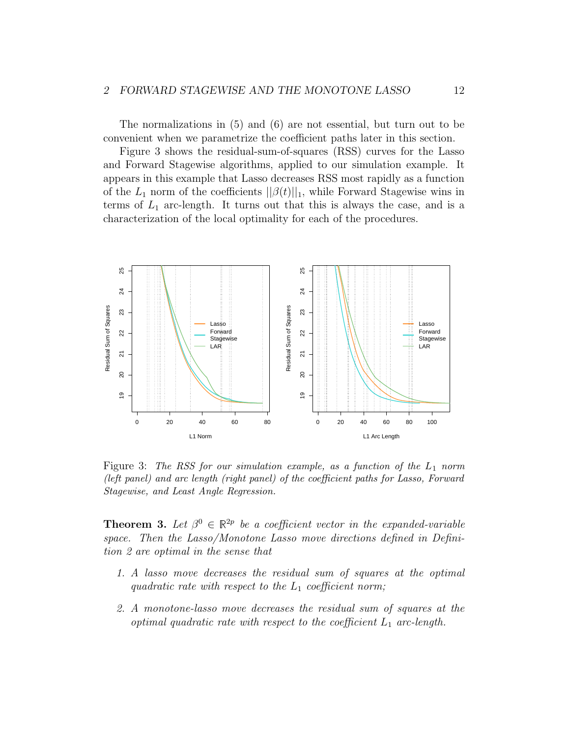The normalizations in (5) and (6) are not essential, but turn out to be convenient when we parametrize the coefficient paths later in this section.

Figure 3 shows the residual-sum-of-squares (RSS) curves for the Lasso and Forward Stagewise algorithms, applied to our simulation example. It appears in this example that Lasso decreases RSS most rapidly as a function of the $L_1$ norm of the coefficients $||\beta(t)||_1$, while Forward Stagewise wins in terms of $L_1$ arc-length. It turns out that this is always the case, and is a characterization of the local optimality for each of the procedures.

Figure 3: *The RSS for our simulation example, as a function of the $L_1$ norm (left panel) and arc length (right panel) of the coefficient paths for Lasso, Forward Stagewise, and Least Angle Regression.*

**Theorem 3.** *Let $\beta^0 \in \mathbb{R}^{2p}$ be a coefficient vector in the expanded-variable space. Then the Lasso/Monotone Lasso move directions defined in Definition 2 are optimal in the sense that*

1. *A lasso move decreases the residual sum of squares at the optimal quadratic rate with respect to the $L_1$ coefficient norm;*

2. *A monotone-lasso move decreases the residual sum of squares at the optimal quadratic rate with respect to the coefficient $L_1$ arc-length.*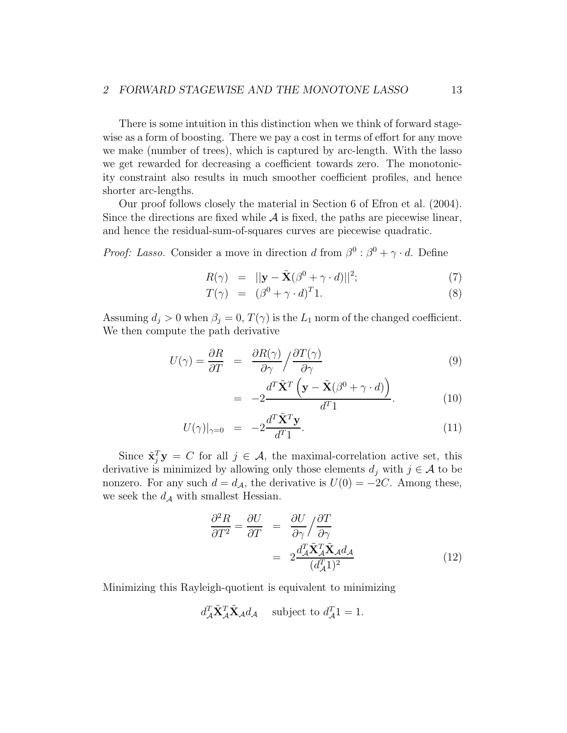There is some intuition in this distinction when we think of forward stagewise as a form of boosting. There we pay a cost in terms of effort for any move we make (number of trees), which is captured by arc-length. With the lasso we get rewarded for decreasing a coefficient towards zero. The monotonicity constraint also results in much smoother coefficient profiles, and hence shorter arc-lengths.

Our proof follows closely the material in Section 6 of Efron et al. (2004). Since the directions are fixed while $\mathcal{A}$ is fixed, the paths are piecewise linear, and hence the residual-sum-of-squares curves are piecewise quadratic.

*Proof: Lasso.* Consider a move in direction $d$ from $\beta^0 : \beta^0 + \gamma \cdot d$. Define

$$
\begin{aligned}
R(\gamma) &= ||\mathbf{y} - \tilde{\mathbf{X}}(\beta^0 + \gamma \cdot d)||^2; && (7)\\
T(\gamma) &= (\beta^0 + \gamma \cdot d)^T 1. && (8)
\end{aligned}
$$

Assuming $d_j > 0$ when $\beta_j = 0$, $T(\gamma)$ is the $L_1$ norm of the changed coefficient. We then compute the path derivative

$$
\begin{aligned}
U(\gamma) = \frac{\partial R}{\partial T} &= \frac{\partial R(\gamma)}{\partial \gamma} \Big/ \frac{\partial T(\gamma)}{\partial \gamma} && (9)\\
&= -2\frac{d^T \tilde{\mathbf{X}}^T \left(\mathbf{y} - \tilde{\mathbf{X}}(\beta^0 + \gamma \cdot d)\right)}{d^T 1}. && (10)\\
U(\gamma)|_{\gamma=0} &= -2\frac{d^T \tilde{\mathbf{X}}^T \mathbf{y}}{d^T 1}. && (11)
\end{aligned}
$$

Since $\tilde{\mathbf{x}}_j^T \mathbf{y} = C$ for all $j \in \mathcal{A}$, the maximal-correlation active set, this derivative is minimized by allowing only those elements $d_j$ with $j \in \mathcal{A}$ to be nonzero. For any such $d = d_{\mathcal{A}}$, the derivative is $U(0) = -2C$. Among these, we seek the $d_{\mathcal{A}}$ with smallest Hessian.

$$
\begin{aligned}
\frac{\partial^2 R}{\partial T^2} = \frac{\partial U}{\partial T} &= \frac{\partial U}{\partial \gamma} \Big/ \frac{\partial T}{\partial \gamma}\\
&= 2\frac{d_{\mathcal{A}}^T \tilde{\mathbf{X}}_{\mathcal{A}}^T \tilde{\mathbf{X}}_{\mathcal{A}} d_{\mathcal{A}}}{(d_{\mathcal{A}}^T 1)^2} && (12)
\end{aligned}
$$

Minimizing this Rayleigh-quotient is equivalent to minimizing

$$
d_{\mathcal{A}}^T \tilde{\mathbf{X}}_{\mathcal{A}}^T \tilde{\mathbf{X}}_{\mathcal{A}} d_{\mathcal{A}} \quad \text{subject to } d_{\mathcal{A}}^T 1 = 1.
$$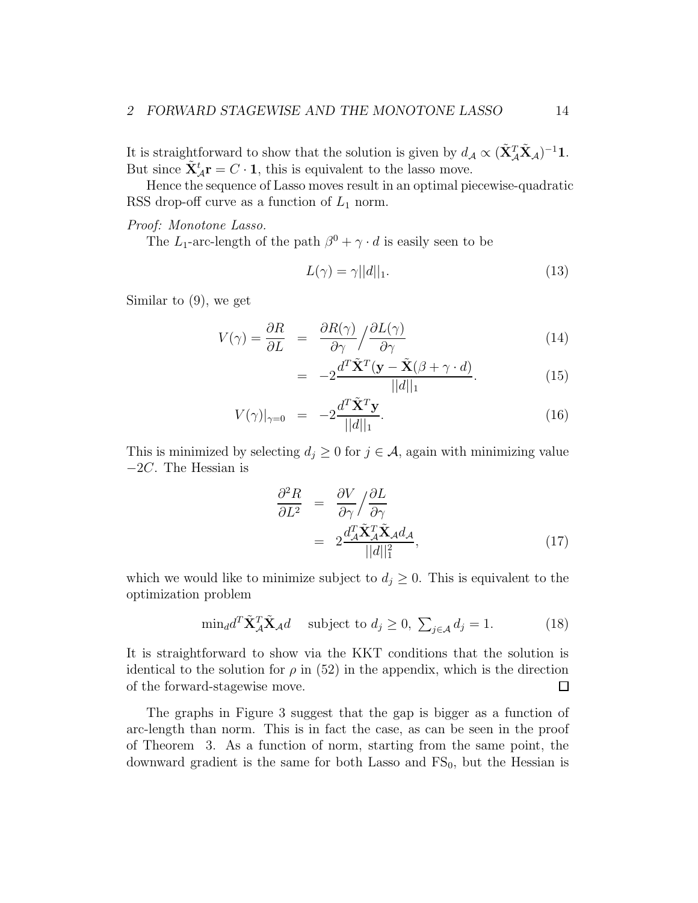It is straightforward to show that the solution is given by $d_{\mathcal{A}} \propto (\tilde{\mathbf{X}}_{\mathcal{A}}^T \tilde{\mathbf{X}}_{\mathcal{A}})^{-1}\mathbf{1}$. But since $\tilde{\mathbf{X}}_{\mathcal{A}}^t \mathbf{r} = C \cdot \mathbf{1}$, this is equivalent to the lasso move.

Hence the sequence of Lasso moves result in an optimal piecewise-quadratic RSS drop-off curve as a function of $L_1$ norm.

*Proof: Monotone Lasso.*

The $L_1$-arc-length of the path $\beta^0 + \gamma \cdot d$ is easily seen to be

$$L(\gamma) = \gamma ||d||_1. \tag{13}$$

Similar to (9), we get

$$V(\gamma) = \frac{\partial R}{\partial L} = \frac{\partial R(\gamma)}{\partial \gamma} \Big/ \frac{\partial L(\gamma)}{\partial \gamma} \tag{14}$$

$$= -2\frac{d^T \tilde{\mathbf{X}}^T (\mathbf{y} - \tilde{\mathbf{X}}(\beta + \gamma \cdot d)}{||d||_1}. \tag{15}$$

$$V(\gamma)|_{\gamma=0} = -2\frac{d^T \tilde{\mathbf{X}}^T \mathbf{y}}{||d||_1}. \tag{16}$$

This is minimized by selecting $d_j \geq 0$ for $j \in \mathcal{A}$, again with minimizing value $-2C$. The Hessian is

$$\frac{\partial^2 R}{\partial L^2} = \frac{\partial V}{\partial \gamma} \Big/ \frac{\partial L}{\partial \gamma}$$

$$= 2\frac{d_{\mathcal{A}}^T \tilde{\mathbf{X}}_{\mathcal{A}}^T \tilde{\mathbf{X}}_{\mathcal{A}} d_{\mathcal{A}}}{||d||_1^2}, \tag{17}$$

which we would like to minimize subject to $d_j \geq 0$. This is equivalent to the optimization problem

$$\min_d d^T \tilde{\mathbf{X}}_{\mathcal{A}}^T \tilde{\mathbf{X}}_{\mathcal{A}} d \quad \text{subject to } d_j \geq 0, \ \textstyle\sum_{j \in \mathcal{A}} d_j = 1. \tag{18}$$

It is straightforward to show via the KKT conditions that the solution is identical to the solution for $\rho$ in (52) in the appendix, which is the direction of the forward-stagewise move. □

The graphs in Figure 3 suggest that the gap is bigger as a function of arc-length than norm. This is in fact the case, as can be seen in the proof of Theorem 3. As a function of norm, starting from the same point, the downward gradient is the same for both Lasso and $\text{FS}_0$, but the Hessian is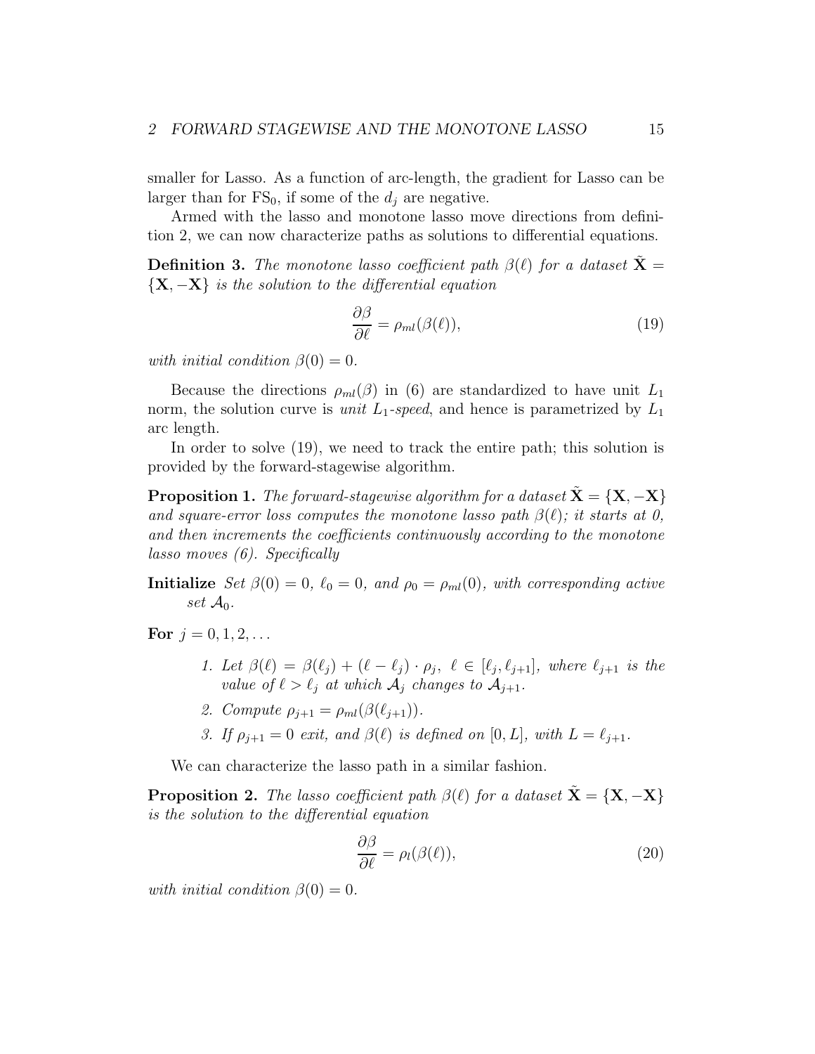smaller for Lasso. As a function of arc-length, the gradient for Lasso can be larger than for $\text{FS}_0$, if some of the $d_j$ are negative.

Armed with the lasso and monotone lasso move directions from definition 2, we can now characterize paths as solutions to differential equations.

**Definition 3.** *The monotone lasso coefficient path $\beta(\ell)$ for a dataset $\tilde{\mathbf{X}} = \{\mathbf{X}, -\mathbf{X}\}$ is the solution to the differential equation*

$$\frac{\partial \beta}{\partial \ell} = \rho_{ml}(\beta(\ell)), \tag{19}$$

*with initial condition $\beta(0) = 0$.*

Because the directions $\rho_{ml}(\beta)$ in (6) are standardized to have unit $L_1$ norm, the solution curve is *unit $L_1$-speed*, and hence is parametrized by $L_1$ arc length.

In order to solve (19), we need to track the entire path; this solution is provided by the forward-stagewise algorithm.

**Proposition 1.** *The forward-stagewise algorithm for a dataset $\tilde{\mathbf{X}} = \{\mathbf{X}, -\mathbf{X}\}$ and square-error loss computes the monotone lasso path $\beta(\ell)$; it starts at 0, and then increments the coefficients continuously according to the monotone lasso moves (6). Specifically*

**Initialize** *Set $\beta(0) = 0$, $\ell_0 = 0$, and $\rho_0 = \rho_{ml}(0)$, with corresponding active set $\mathcal{A}_0$.*

**For** $j = 0, 1, 2, \ldots$

1. *Let $\beta(\ell) = \beta(\ell_j) + (\ell - \ell_j) \cdot \rho_j$, $\ell \in [\ell_j, \ell_{j+1}]$, where $\ell_{j+1}$ is the value of $\ell > \ell_j$ at which $\mathcal{A}_j$ changes to $\mathcal{A}_{j+1}$.*
2. *Compute $\rho_{j+1} = \rho_{ml}(\beta(\ell_{j+1}))$.*
3. *If $\rho_{j+1} = 0$ exit, and $\beta(\ell)$ is defined on $[0, L]$, with $L = \ell_{j+1}$.*

We can characterize the lasso path in a similar fashion.

**Proposition 2.** *The lasso coefficient path $\beta(\ell)$ for a dataset $\tilde{\mathbf{X}} = \{\mathbf{X}, -\mathbf{X}\}$ is the solution to the differential equation*

$$\frac{\partial \beta}{\partial \ell} = \rho_l(\beta(\ell)), \tag{20}$$

*with initial condition $\beta(0) = 0$.*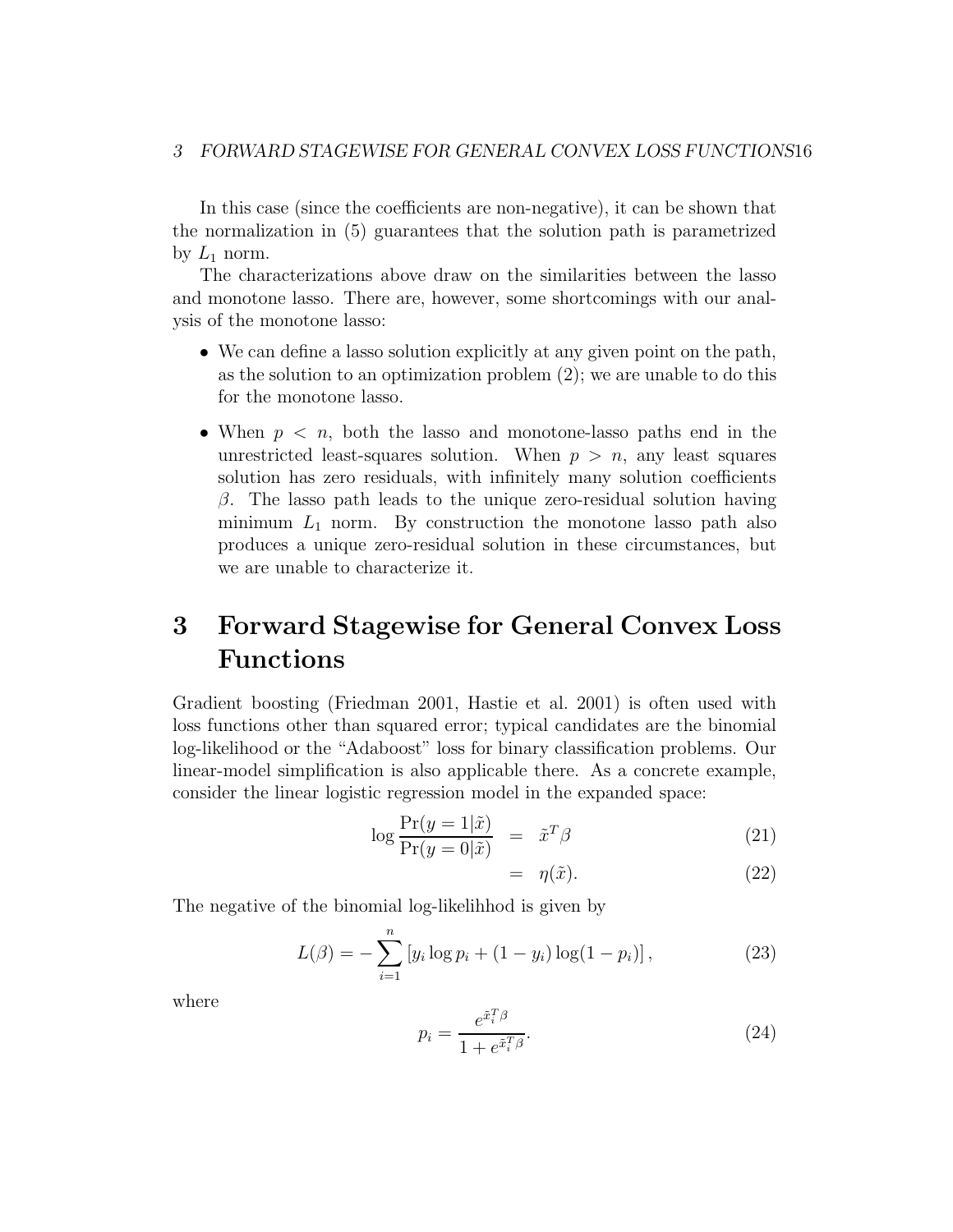In this case (since the coefficients are non-negative), it can be shown that the normalization in (5) guarantees that the solution path is parametrized by $L_1$ norm.

The characterizations above draw on the similarities between the lasso and monotone lasso. There are, however, some shortcomings with our analysis of the monotone lasso:

- We can define a lasso solution explicitly at any given point on the path, as the solution to an optimization problem (2); we are unable to do this for the monotone lasso.
- When $p < n$, both the lasso and monotone-lasso paths end in the unrestricted least-squares solution. When $p > n$, any least squares solution has zero residuals, with infinitely many solution coefficients $\beta$. The lasso path leads to the unique zero-residual solution having minimum $L_1$ norm. By construction the monotone lasso path also produces a unique zero-residual solution in these circumstances, but we are unable to characterize it.

# 3 Forward Stagewise for General Convex Loss Functions

Gradient boosting (Friedman 2001, Hastie et al. 2001) is often used with loss functions other than squared error; typical candidates are the binomial log-likelihood or the "Adaboost" loss for binary classification problems. Our linear-model simplification is also applicable there. As a concrete example, consider the linear logistic regression model in the expanded space:

$$\log \frac{\Pr(y=1|\tilde{x})}{\Pr(y=0|\tilde{x})} = \tilde{x}^T\beta \quad (21)$$

$$= \eta(\tilde{x}). \quad (22)$$

The negative of the binomial log-likelihhod is given by

$$L(\beta) = -\sum_{i=1}^{n} \left[ y_i \log p_i + (1-y_i)\log(1-p_i) \right], \quad (23)$$

where

$$p_i = \frac{e^{\tilde{x}_i^T\beta}}{1 + e^{\tilde{x}_i^T\beta}}. \quad (24)$$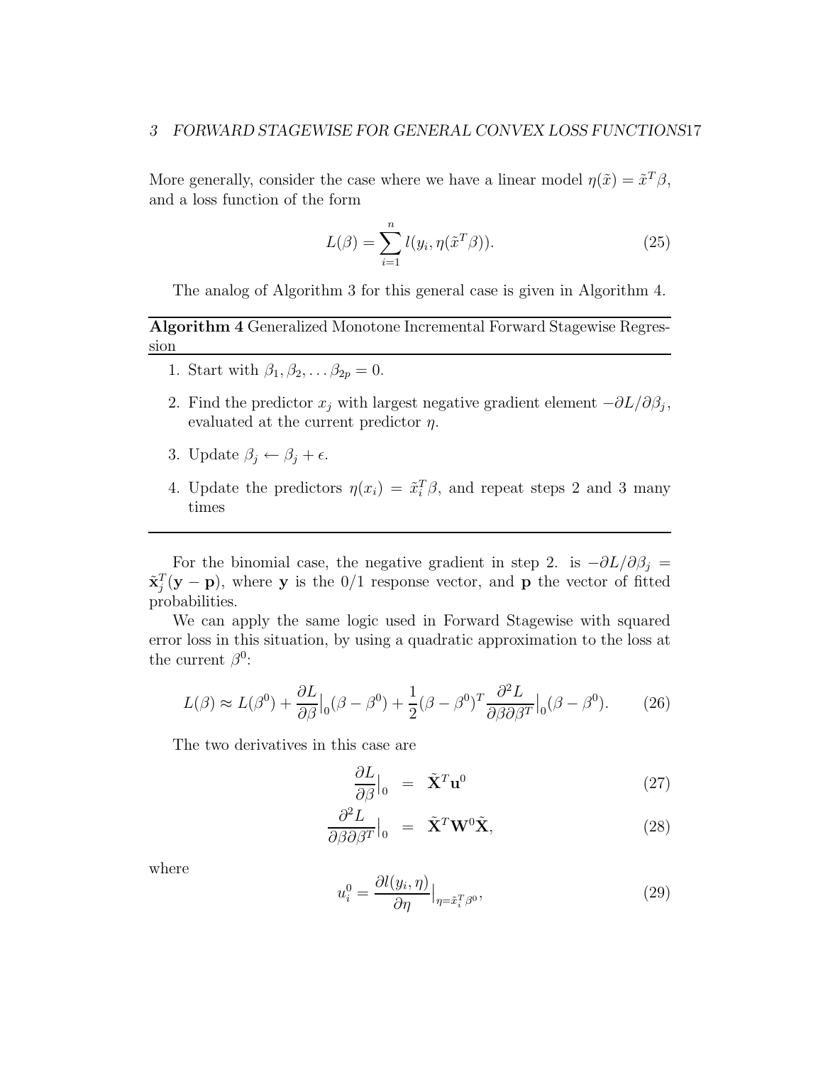More generally, consider the case where we have a linear model $\eta(\tilde{x}) = \tilde{x}^T\beta$, and a loss function of the form

$$L(\beta) = \sum_{i=1}^{n} l(y_i, \eta(\tilde{x}^T\beta)). \tag{25}$$

The analog of Algorithm 3 for this general case is given in Algorithm 4.

**Algorithm 4** Generalized Monotone Incremental Forward Stagewise Regression

1. Start with $\beta_1, \beta_2, \ldots \beta_{2p} = 0$.
2. Find the predictor $x_j$ with largest negative gradient element $-\partial L/\partial \beta_j$, evaluated at the current predictor $\eta$.
3. Update $\beta_j \leftarrow \beta_j + \epsilon$.
4. Update the predictors $\eta(x_i) = \tilde{x}_i^T\beta$, and repeat steps 2 and 3 many times

For the binomial case, the negative gradient in step 2. is $-\partial L/\partial \beta_j = \tilde{\mathbf{x}}_j^T(\mathbf{y} - \mathbf{p})$, where $\mathbf{y}$ is the 0/1 response vector, and $\mathbf{p}$ the vector of fitted probabilities.

We can apply the same logic used in Forward Stagewise with squared error loss in this situation, by using a quadratic approximation to the loss at the current $\beta^0$:

$$L(\beta) \approx L(\beta^0) + \frac{\partial L}{\partial \beta}\Big|_0(\beta - \beta^0) + \frac{1}{2}(\beta - \beta^0)^T \frac{\partial^2 L}{\partial \beta \partial \beta^T}\Big|_0(\beta - \beta^0). \tag{26}$$

The two derivatives in this case are

$$\frac{\partial L}{\partial \beta}\Big|_0 = \tilde{\mathbf{X}}^T\mathbf{u}^0 \tag{27}$$

$$\frac{\partial^2 L}{\partial \beta \partial \beta^T}\Big|_0 = \tilde{\mathbf{X}}^T\mathbf{W}^0\tilde{\mathbf{X}}, \tag{28}$$

where

$$u_i^0 = \frac{\partial l(y_i, \eta)}{\partial \eta}\Big|_{\eta = \tilde{x}_i^T\beta^0}, \tag{29}$$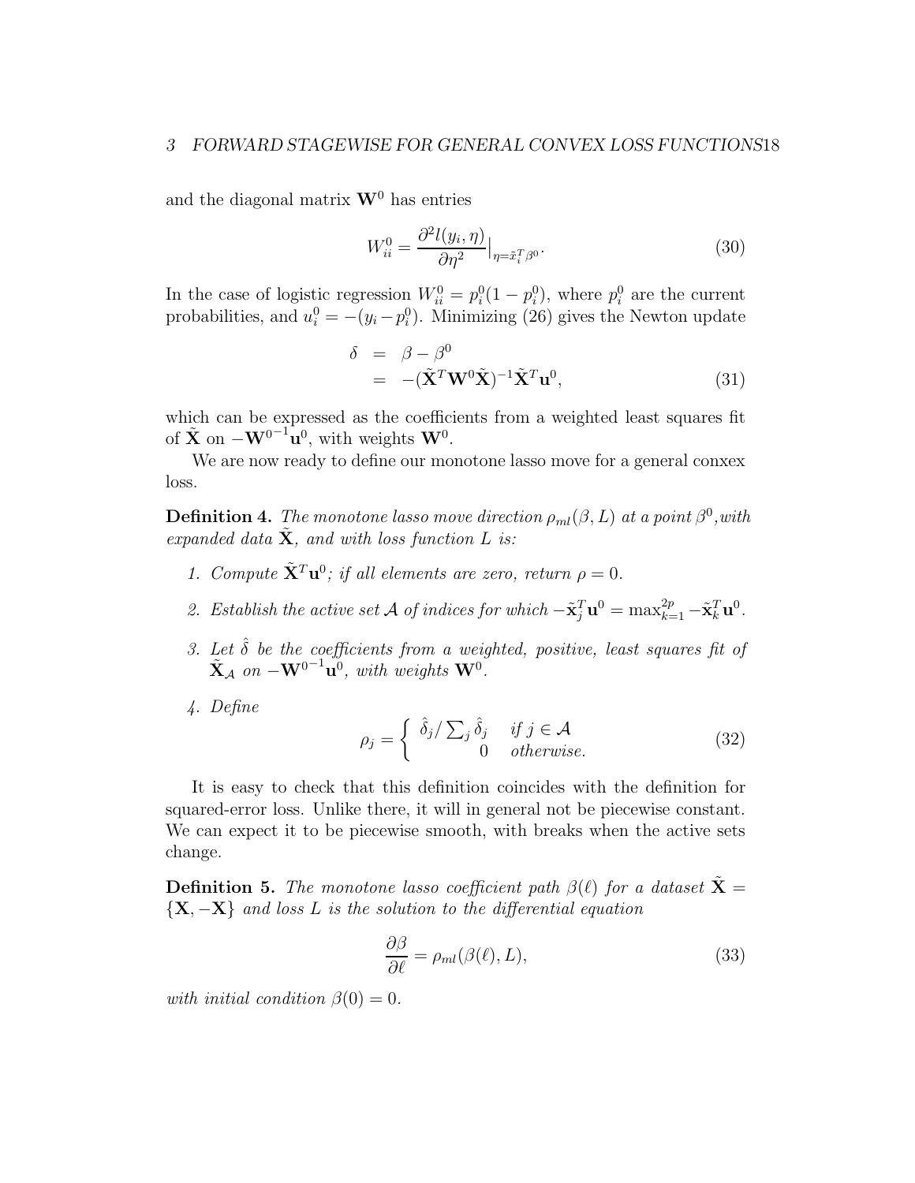and the diagonal matrix $\mathbf{W}^0$ has entries

$$W_{ii}^0 = \frac{\partial^2 l(y_i, \eta)}{\partial \eta^2}\Big|_{\eta = \tilde{x}_i^T \beta^0}. \tag{30}$$

In the case of logistic regression $W_{ii}^0 = p_i^0(1 - p_i^0)$, where $p_i^0$ are the current probabilities, and $u_i^0 = -(y_i - p_i^0)$. Minimizing (26) gives the Newton update

$$\begin{aligned}
\delta &= \beta - \beta^0 \\
&= -(\tilde{\mathbf{X}}^T \mathbf{W}^0 \tilde{\mathbf{X}})^{-1} \tilde{\mathbf{X}}^T \mathbf{u}^0,
\end{aligned} \tag{31}$$

which can be expressed as the coefficients from a weighted least squares fit of $\tilde{\mathbf{X}}$ on $-{\mathbf{W}^0}^{-1}\mathbf{u}^0$, with weights $\mathbf{W}^0$.

We are now ready to define our monotone lasso move for a general conxex loss.

**Definition 4.** *The monotone lasso move direction $\rho_{ml}(\beta, L)$ at a point $\beta^0$,with expanded data $\tilde{\mathbf{X}}$, and with loss function $L$ is:*

1. *Compute $\tilde{\mathbf{X}}^T \mathbf{u}^0$; if all elements are zero, return $\rho = 0$.*
2. *Establish the active set $\mathcal{A}$ of indices for which $-\tilde{\mathbf{x}}_j^T \mathbf{u}^0 = \max_{k=1}^{2p} -\tilde{\mathbf{x}}_k^T \mathbf{u}^0$.*
3. *Let $\hat{\delta}$ be the coefficients from a weighted, positive, least squares fit of $\tilde{\mathbf{X}}_{\mathcal{A}}$ on $-{\mathbf{W}^0}^{-1}\mathbf{u}^0$, with weights $\mathbf{W}^0$.*
4. *Define*

$$\rho_j = \begin{cases} \hat{\delta}_j / \sum_j \hat{\delta}_j & \text{if } j \in \mathcal{A} \\ 0 & \text{otherwise.} \end{cases} \tag{32}$$

It is easy to check that this definition coincides with the definition for squared-error loss. Unlike there, it will in general not be piecewise constant. We can expect it to be piecewise smooth, with breaks when the active sets change.

**Definition 5.** *The monotone lasso coefficient path $\beta(\ell)$ for a dataset $\tilde{\mathbf{X}} = \{\mathbf{X}, -\mathbf{X}\}$ and loss $L$ is the solution to the differential equation*

$$\frac{\partial \beta}{\partial \ell} = \rho_{ml}(\beta(\ell), L), \tag{33}$$

*with initial condition $\beta(0) = 0$.*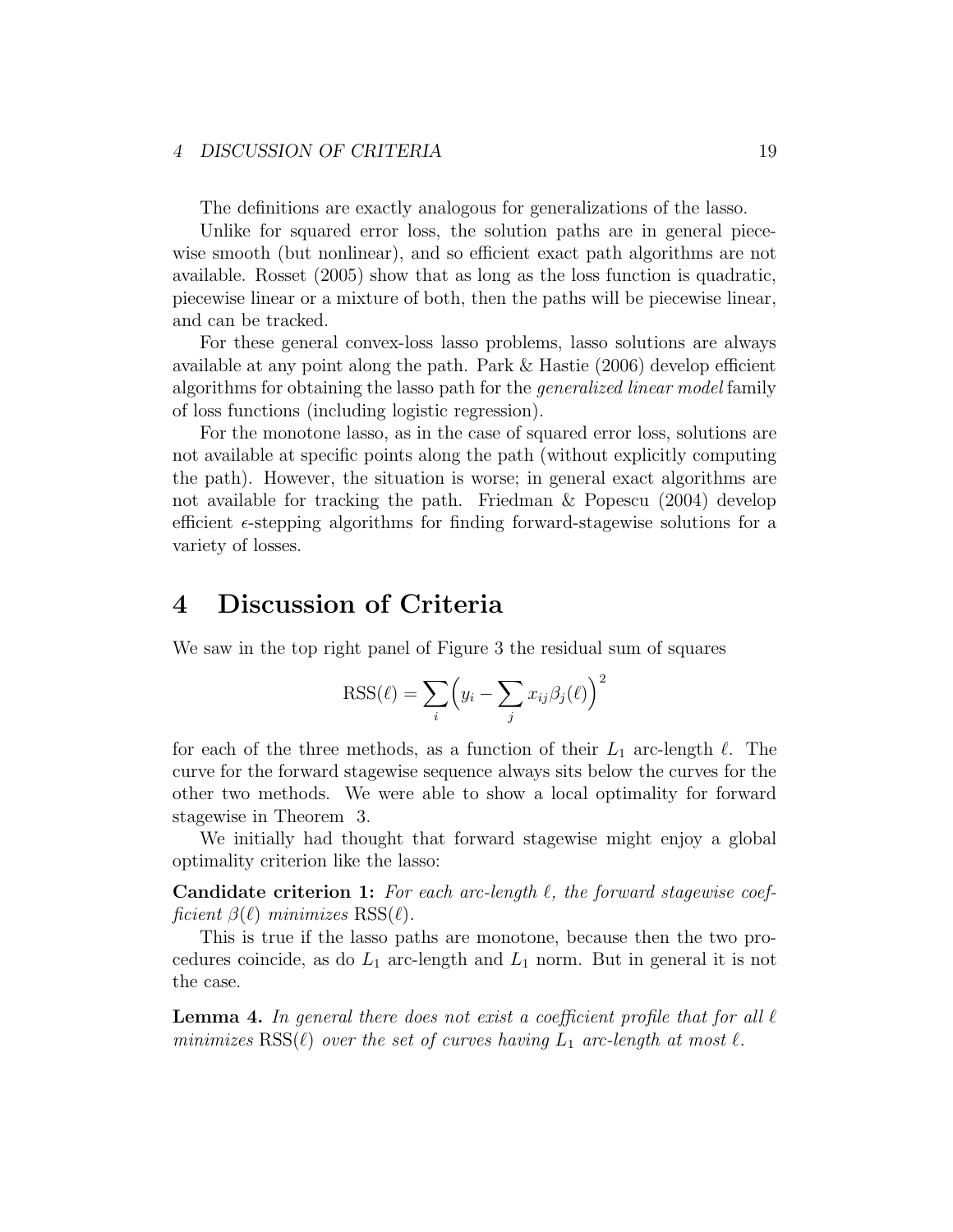The definitions are exactly analogous for generalizations of the lasso.

Unlike for squared error loss, the solution paths are in general piecewise smooth (but nonlinear), and so efficient exact path algorithms are not available. Rosset (2005) show that as long as the loss function is quadratic, piecewise linear or a mixture of both, then the paths will be piecewise linear, and can be tracked.

For these general convex-loss lasso problems, lasso solutions are always available at any point along the path. Park & Hastie (2006) develop efficient algorithms for obtaining the lasso path for the *generalized linear model* family of loss functions (including logistic regression).

For the monotone lasso, as in the case of squared error loss, solutions are not available at specific points along the path (without explicitly computing the path). However, the situation is worse; in general exact algorithms are not available for tracking the path. Friedman & Popescu (2004) develop efficient $\epsilon$-stepping algorithms for finding forward-stagewise solutions for a variety of losses.

# 4 Discussion of Criteria

We saw in the top right panel of Figure 3 the residual sum of squares

$$\mathrm{RSS}(\ell) = \sum_i \Big( y_i - \sum_j x_{ij}\beta_j(\ell) \Big)^2$$

for each of the three methods, as a function of their $L_1$ arc-length $\ell$. The curve for the forward stagewise sequence always sits below the curves for the other two methods. We were able to show a local optimality for forward stagewise in Theorem 3.

We initially had thought that forward stagewise might enjoy a global optimality criterion like the lasso:

**Candidate criterion 1:** *For each arc-length $\ell$, the forward stagewise coefficient $\beta(\ell)$ minimizes* $\mathrm{RSS}(\ell)$.

This is true if the lasso paths are monotone, because then the two procedures coincide, as do $L_1$ arc-length and $L_1$ norm. But in general it is not the case.

**Lemma 4.** *In general there does not exist a coefficient profile that for all $\ell$ minimizes $\mathrm{RSS}(\ell)$ over the set of curves having $L_1$ arc-length at most $\ell$.*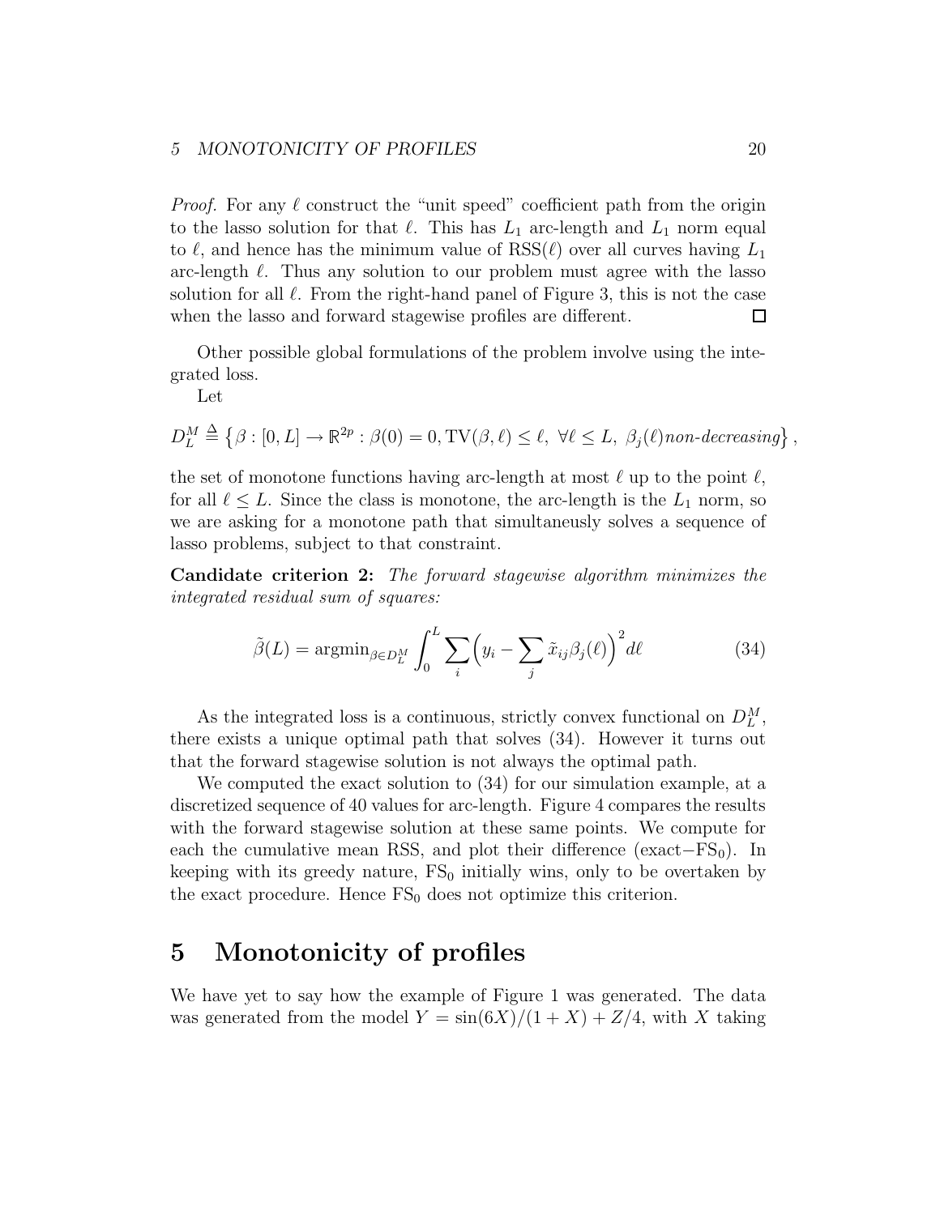*Proof.* For any $\ell$ construct the "unit speed" coefficient path from the origin to the lasso solution for that $\ell$. This has $L_1$ arc-length and $L_1$ norm equal to $\ell$, and hence has the minimum value of $\mathrm{RSS}(\ell)$ over all curves having $L_1$ arc-length $\ell$. Thus any solution to our problem must agree with the lasso solution for all $\ell$. From the right-hand panel of Figure 3, this is not the case when the lasso and forward stagewise profiles are different. $\square$

Other possible global formulations of the problem involve using the integrated loss.

Let

$$D_L^M \triangleq \left\{\beta : [0, L] \to \mathbb{R}^{2p} : \beta(0) = 0, \mathrm{TV}(\beta, \ell) \leq \ell,\ \forall \ell \leq L,\ \beta_j(\ell) \textit{non-decreasing}\right\},$$

the set of monotone functions having arc-length at most $\ell$ up to the point $\ell$, for all $\ell \leq L$. Since the class is monotone, the arc-length is the $L_1$ norm, so we are asking for a monotone path that simultaneusly solves a sequence of lasso problems, subject to that constraint.

**Candidate criterion 2:** *The forward stagewise algorithm minimizes the integrated residual sum of squares:*

$$\tilde{\beta}(L) = \mathrm{argmin}_{\beta \in D_L^M} \int_0^L \sum_i \Big(y_i - \sum_j \tilde{x}_{ij}\beta_j(\ell)\Big)^2 d\ell \tag{34}$$

As the integrated loss is a continuous, strictly convex functional on $D_L^M$, there exists a unique optimal path that solves (34). However it turns out that the forward stagewise solution is not always the optimal path.

We computed the exact solution to (34) for our simulation example, at a discretized sequence of 40 values for arc-length. Figure 4 compares the results with the forward stagewise solution at these same points. We compute for each the cumulative mean RSS, and plot their difference (exact$-\mathrm{FS}_0$). In keeping with its greedy nature, $\mathrm{FS}_0$ initially wins, only to be overtaken by the exact procedure. Hence $\mathrm{FS}_0$ does not optimize this criterion.

# 5 Monotonicity of profiles

We have yet to say how the example of Figure 1 was generated. The data was generated from the model $Y = \sin(6X)/(1 + X) + Z/4$, with $X$ taking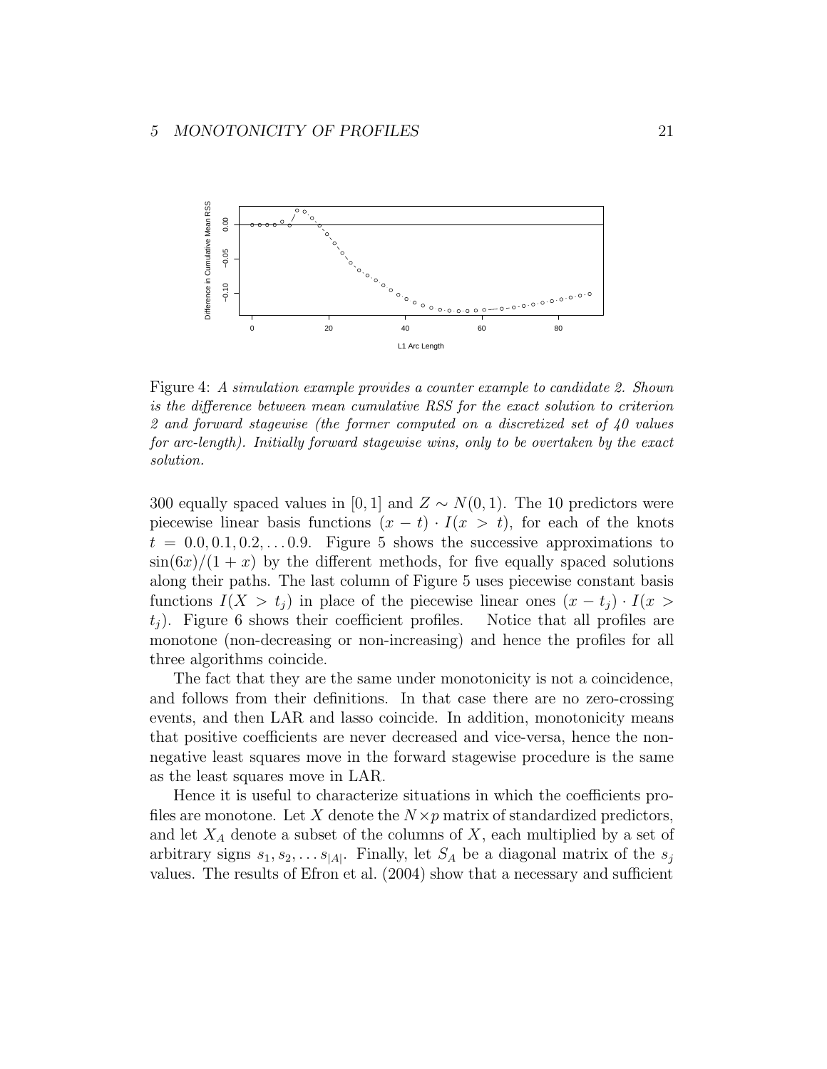Figure 4: *A simulation example provides a counter example to candidate 2. Shown is the difference between mean cumulative RSS for the exact solution to criterion 2 and forward stagewise (the former computed on a discretized set of 40 values for arc-length). Initially forward stagewise wins, only to be overtaken by the exact solution.*

300 equally spaced values in $[0, 1]$ and $Z \sim N(0, 1)$. The 10 predictors were piecewise linear basis functions $(x - t) \cdot I(x > t)$, for each of the knots $t = 0.0, 0.1, 0.2, \ldots 0.9$. Figure 5 shows the successive approximations to $\sin(6x)/(1 + x)$ by the different methods, for five equally spaced solutions along their paths. The last column of Figure 5 uses piecewise constant basis functions $I(X > t_j)$ in place of the piecewise linear ones $(x - t_j) \cdot I(x > t_j)$. Figure 6 shows their coefficient profiles. Notice that all profiles are monotone (non-decreasing or non-increasing) and hence the profiles for all three algorithms coincide.

The fact that they are the same under monotonicity is not a coincidence, and follows from their definitions. In that case there are no zero-crossing events, and then LAR and lasso coincide. In addition, monotonicity means that positive coefficients are never decreased and vice-versa, hence the non-negative least squares move in the forward stagewise procedure is the same as the least squares move in LAR.

Hence it is useful to characterize situations in which the coefficients profiles are monotone. Let $X$ denote the $N \times p$ matrix of standardized predictors, and let $X_A$ denote a subset of the columns of $X$, each multiplied by a set of arbitrary signs $s_1, s_2, \ldots s_{|A|}$. Finally, let $S_A$ be a diagonal matrix of the $s_j$ values. The results of Efron et al. (2004) show that a necessary and sufficient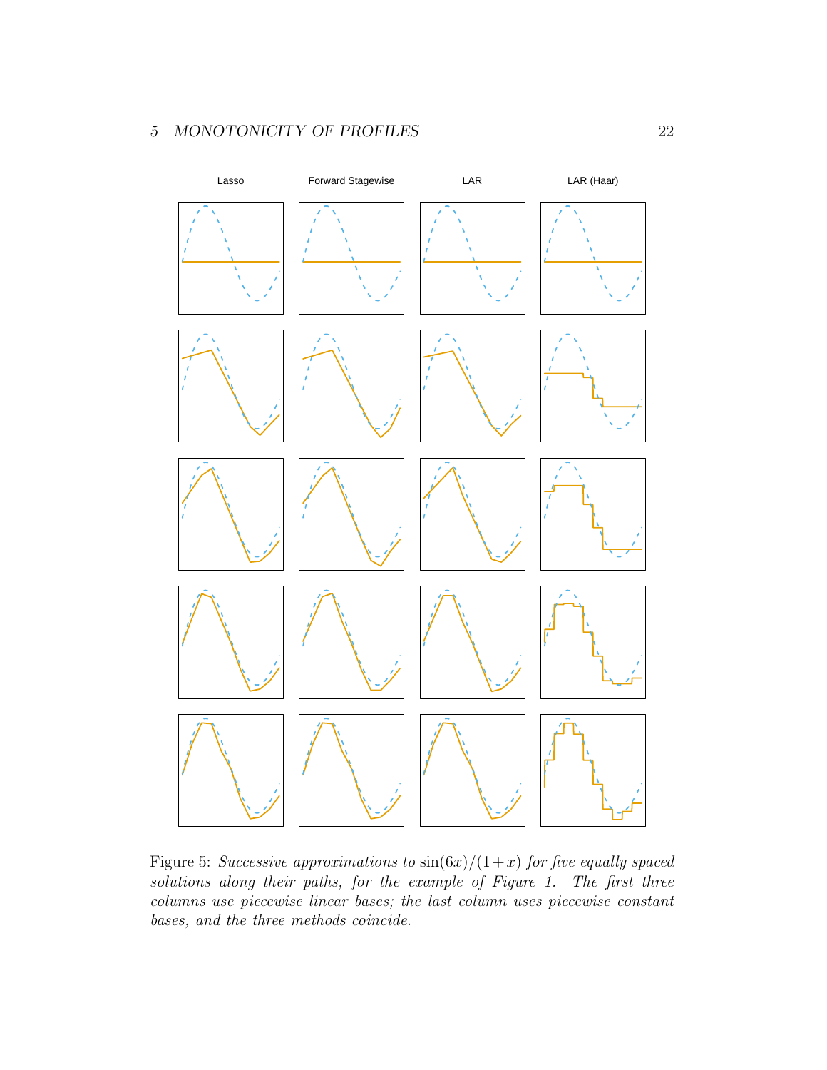Lasso Forward Stagewise LAR LAR (Haar)

Figure 5: *Successive approximations to* $\sin(6x)/(1+x)$ *for five equally spaced solutions along their paths, for the example of Figure 1. The first three columns use piecewise linear bases; the last column uses piecewise constant bases, and the three methods coincide.*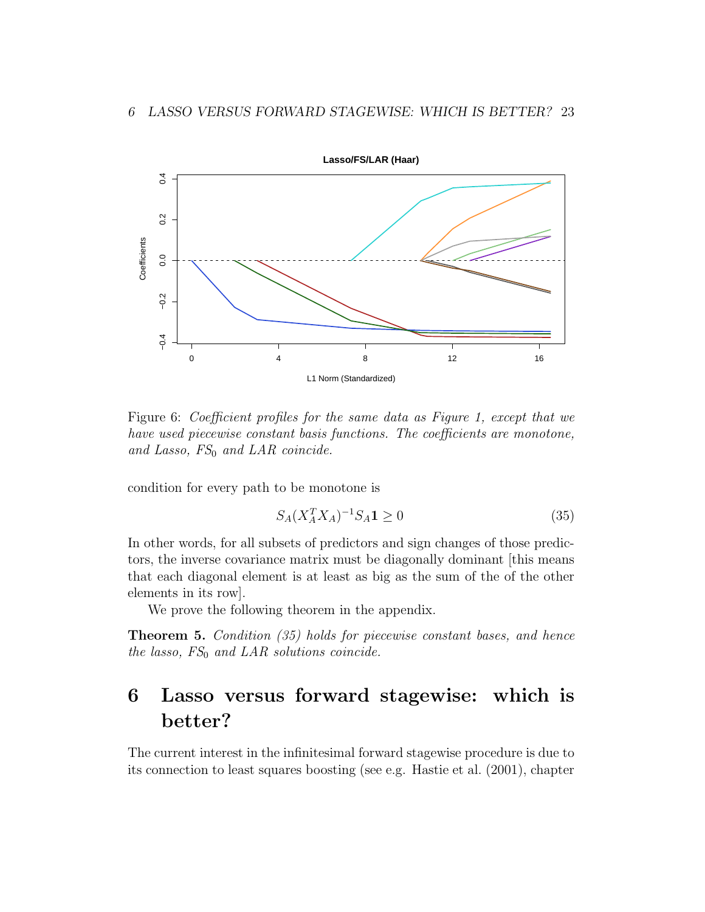Figure 6: *Coefficient profiles for the same data as Figure 1, except that we have used piecewise constant basis functions. The coefficients are monotone, and Lasso, $FS_0$ and LAR coincide.*

condition for every path to be monotone is

$$S_A(X_A^T X_A)^{-1} S_A \mathbf{1} \geq 0 \tag{35}$$

In other words, for all subsets of predictors and sign changes of those predictors, the inverse covariance matrix must be diagonally dominant [this means that each diagonal element is at least as big as the sum of the of the other elements in its row].

We prove the following theorem in the appendix.

**Theorem 5.** *Condition (35) holds for piecewise constant bases, and hence the lasso, $FS_0$ and LAR solutions coincide.*

# 6 Lasso versus forward stagewise: which is better?

The current interest in the infinitesimal forward stagewise procedure is due to its connection to least squares boosting (see e.g. Hastie et al. (2001), chapter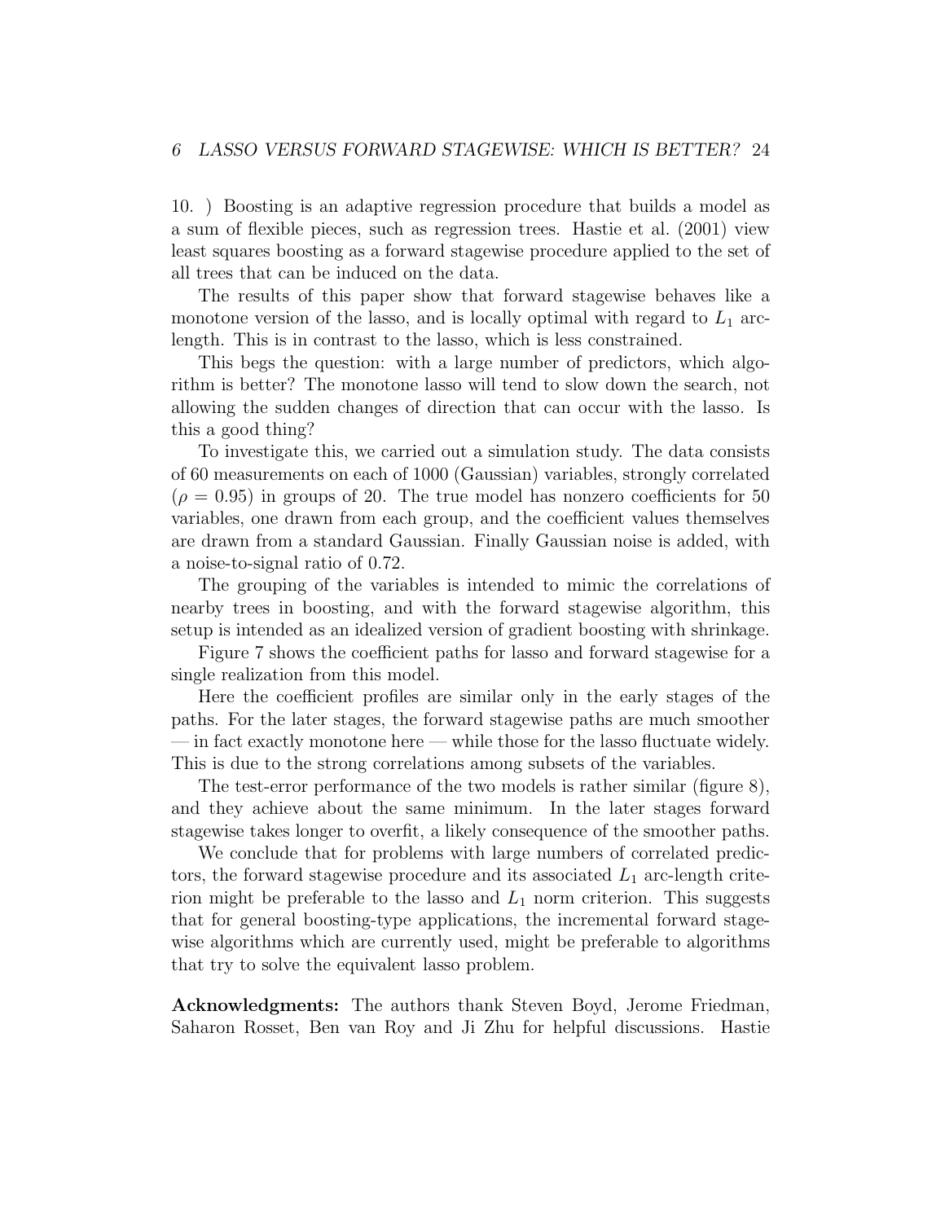10. ) Boosting is an adaptive regression procedure that builds a model as a sum of flexible pieces, such as regression trees. Hastie et al. (2001) view least squares boosting as a forward stagewise procedure applied to the set of all trees that can be induced on the data.

The results of this paper show that forward stagewise behaves like a monotone version of the lasso, and is locally optimal with regard to $L_1$ arc-length. This is in contrast to the lasso, which is less constrained.

This begs the question: with a large number of predictors, which algorithm is better? The monotone lasso will tend to slow down the search, not allowing the sudden changes of direction that can occur with the lasso. Is this a good thing?

To investigate this, we carried out a simulation study. The data consists of 60 measurements on each of 1000 (Gaussian) variables, strongly correlated ($\rho = 0.95$) in groups of 20. The true model has nonzero coefficients for 50 variables, one drawn from each group, and the coefficient values themselves are drawn from a standard Gaussian. Finally Gaussian noise is added, with a noise-to-signal ratio of 0.72.

The grouping of the variables is intended to mimic the correlations of nearby trees in boosting, and with the forward stagewise algorithm, this setup is intended as an idealized version of gradient boosting with shrinkage.

Figure 7 shows the coefficient paths for lasso and forward stagewise for a single realization from this model.

Here the coefficient profiles are similar only in the early stages of the paths. For the later stages, the forward stagewise paths are much smoother — in fact exactly monotone here — while those for the lasso fluctuate widely. This is due to the strong correlations among subsets of the variables.

The test-error performance of the two models is rather similar (figure 8), and they achieve about the same minimum. In the later stages forward stagewise takes longer to overfit, a likely consequence of the smoother paths.

We conclude that for problems with large numbers of correlated predictors, the forward stagewise procedure and its associated $L_1$ arc-length criterion might be preferable to the lasso and $L_1$ norm criterion. This suggests that for general boosting-type applications, the incremental forward stagewise algorithms which are currently used, might be preferable to algorithms that try to solve the equivalent lasso problem.

**Acknowledgments:** The authors thank Steven Boyd, Jerome Friedman, Saharon Rosset, Ben van Roy and Ji Zhu for helpful discussions. Hastie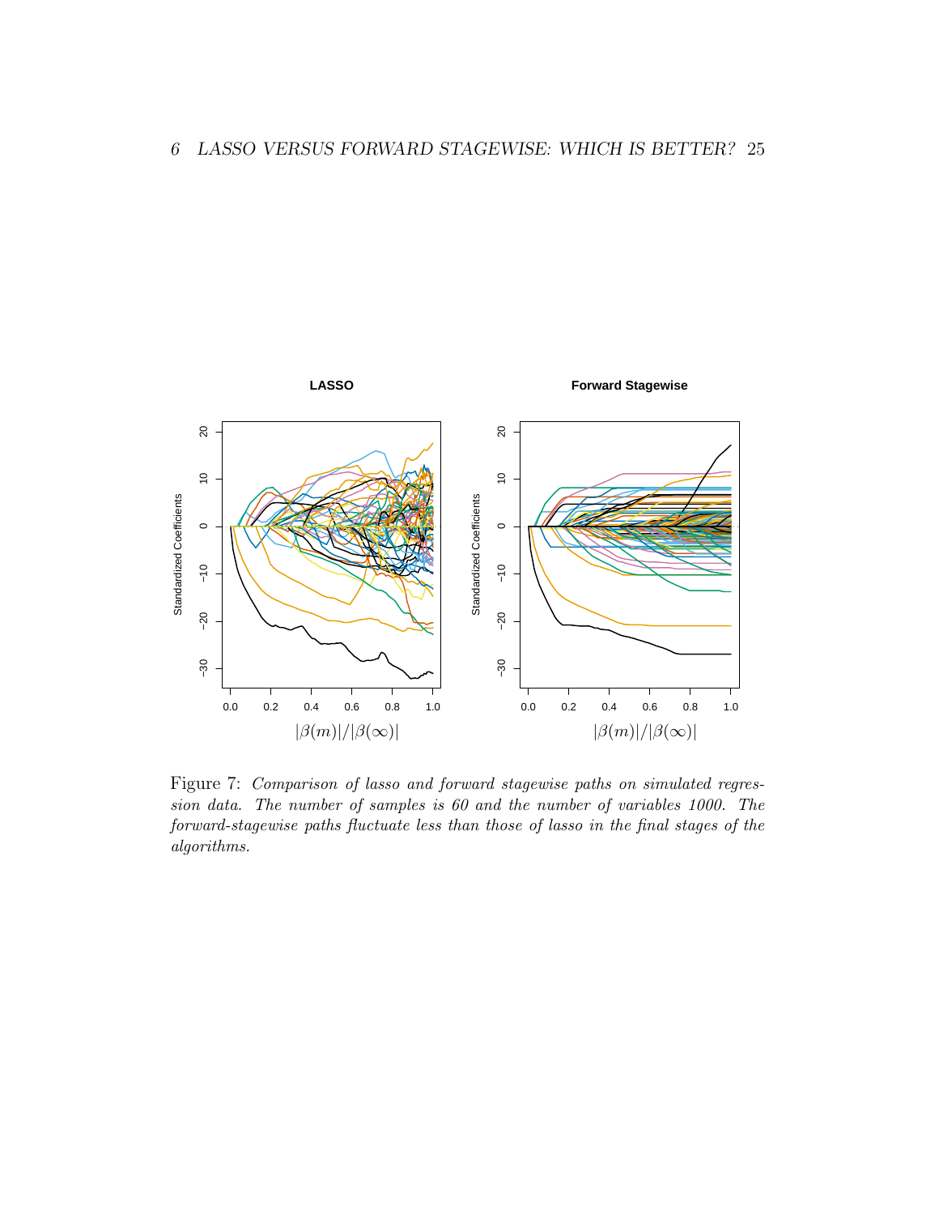Figure 7: *Comparison of lasso and forward stagewise paths on simulated regression data. The number of samples is 60 and the number of variables 1000. The forward-stagewise paths fluctuate less than those of lasso in the final stages of the algorithms.*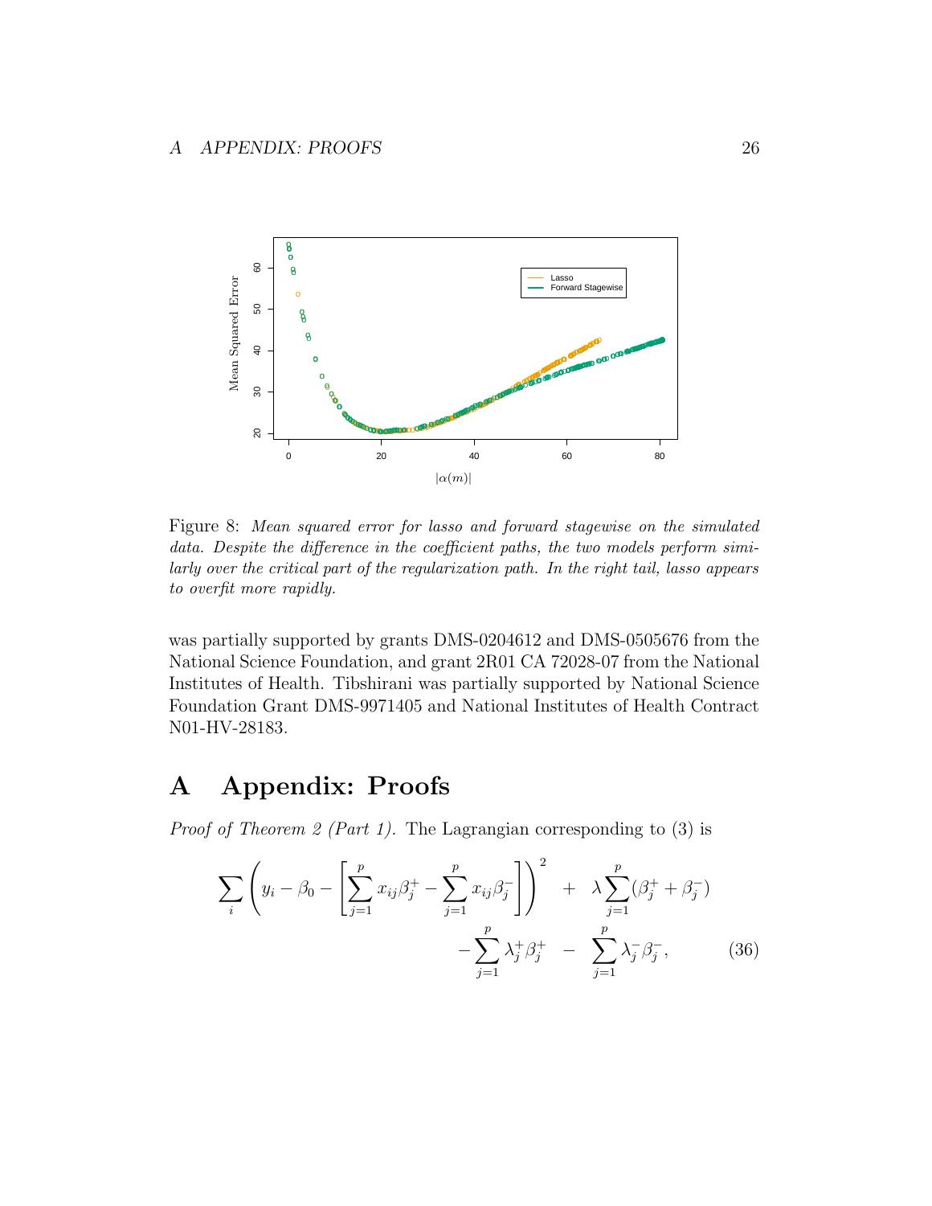Figure 8: *Mean squared error for lasso and forward stagewise on the simulated data. Despite the difference in the coefficient paths, the two models perform similarly over the critical part of the regularization path. In the right tail, lasso appears to overfit more rapidly.*

was partially supported by grants DMS-0204612 and DMS-0505676 from the National Science Foundation, and grant 2R01 CA 72028-07 from the National Institutes of Health. Tibshirani was partially supported by National Science Foundation Grant DMS-9971405 and National Institutes of Health Contract N01-HV-28183.

# A Appendix: Proofs

*Proof of Theorem 2 (Part 1).* The Lagrangian corresponding to (3) is

$$\sum_i \left( y_i - \beta_0 - \left[ \sum_{j=1}^p x_{ij}\beta_j^+ - \sum_{j=1}^p x_{ij}\beta_j^- \right] \right)^2 \quad + \quad \lambda \sum_{j=1}^p (\beta_j^+ + \beta_j^-)$$
$$- \sum_{j=1}^p \lambda_j^+ \beta_j^+ \quad - \quad \sum_{j=1}^p \lambda_j^- \beta_j^-, \tag{36}$$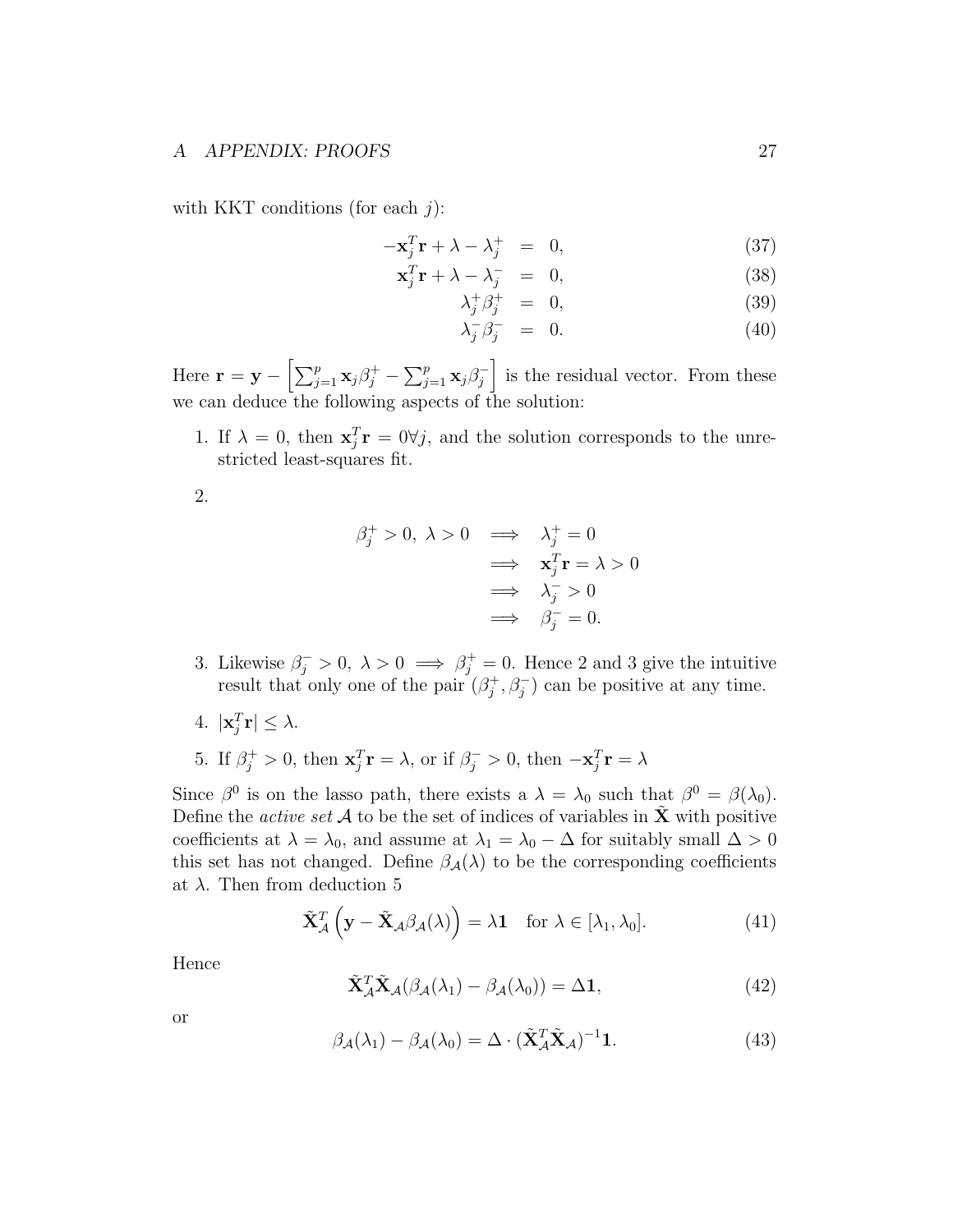with KKT conditions (for each $j$):

$$
\begin{aligned}
-\mathbf{x}_j^T\mathbf{r} + \lambda - \lambda_j^+ &= 0, & (37)\\
\mathbf{x}_j^T\mathbf{r} + \lambda - \lambda_j^- &= 0, & (38)\\
\lambda_j^+\beta_j^+ &= 0, & (39)\\
\lambda_j^-\beta_j^- &= 0. & (40)
\end{aligned}
$$

Here $\mathbf{r} = \mathbf{y} - \left[\sum_{j=1}^p \mathbf{x}_j\beta_j^+ - \sum_{j=1}^p \mathbf{x}_j\beta_j^-\right]$ is the residual vector. From these we can deduce the following aspects of the solution:

1. If $\lambda = 0$, then $\mathbf{x}_j^T\mathbf{r} = 0 \forall j$, and the solution corresponds to the unrestricted least-squares fit.

2. 
$$
\begin{aligned}
\beta_j^+ > 0,\ \lambda > 0 &\implies \lambda_j^+ = 0\\
&\implies \mathbf{x}_j^T\mathbf{r} = \lambda > 0\\
&\implies \lambda_j^- > 0\\
&\implies \beta_j^- = 0.
\end{aligned}
$$

3. Likewise $\beta_j^- > 0,\ \lambda > 0 \implies \beta_j^+ = 0$. Hence 2 and 3 give the intuitive result that only one of the pair $(\beta_j^+, \beta_j^-)$ can be positive at any time.

4. $|\mathbf{x}_j^T\mathbf{r}| \leq \lambda$.

5. If $\beta_j^+ > 0$, then $\mathbf{x}_j^T\mathbf{r} = \lambda$, or if $\beta_j^- > 0$, then $-\mathbf{x}_j^T\mathbf{r} = \lambda$

Since $\beta^0$ is on the lasso path, there exists a $\lambda = \lambda_0$ such that $\beta^0 = \beta(\lambda_0)$. Define the *active set* $\mathcal{A}$ to be the set of indices of variables in $\tilde{\mathbf{X}}$ with positive coefficients at $\lambda = \lambda_0$, and assume at $\lambda_1 = \lambda_0 - \Delta$ for suitably small $\Delta > 0$ this set has not changed. Define $\beta_{\mathcal{A}}(\lambda)$ to be the corresponding coefficients at $\lambda$. Then from deduction 5

$$
\tilde{\mathbf{X}}_{\mathcal{A}}^T\left(\mathbf{y} - \tilde{\mathbf{X}}_{\mathcal{A}}\beta_{\mathcal{A}}(\lambda)\right) = \lambda\mathbf{1} \quad \text{for } \lambda \in [\lambda_1, \lambda_0]. \tag{41}
$$

Hence

$$
\tilde{\mathbf{X}}_{\mathcal{A}}^T\tilde{\mathbf{X}}_{\mathcal{A}}(\beta_{\mathcal{A}}(\lambda_1) - \beta_{\mathcal{A}}(\lambda_0)) = \Delta\mathbf{1}, \tag{42}
$$

or

$$
\beta_{\mathcal{A}}(\lambda_1) - \beta_{\mathcal{A}}(\lambda_0) = \Delta \cdot (\tilde{\mathbf{X}}_{\mathcal{A}}^T\tilde{\mathbf{X}}_{\mathcal{A}})^{-1}\mathbf{1}. \tag{43}
$$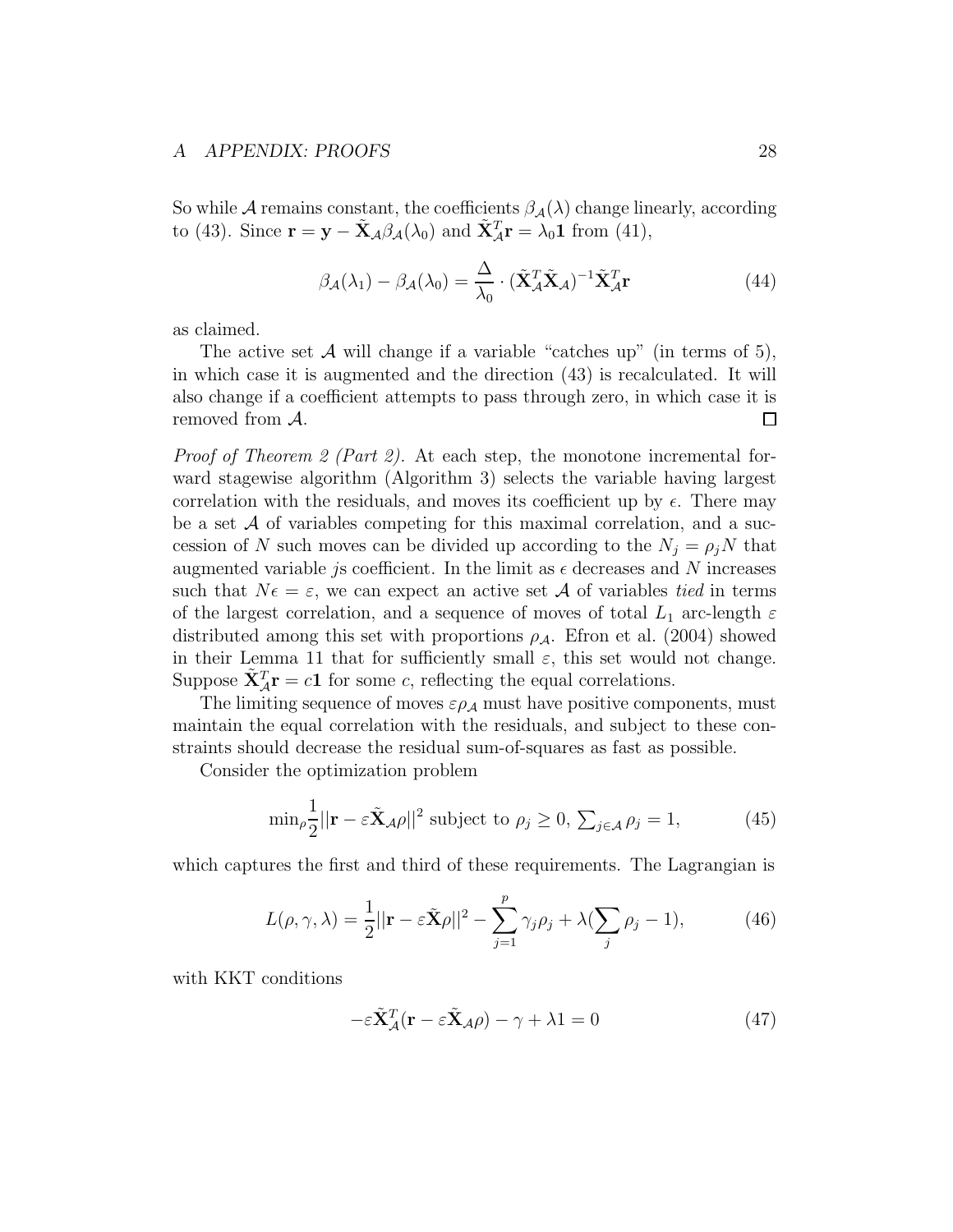So while $\mathcal{A}$ remains constant, the coefficients $\beta_{\mathcal{A}}(\lambda)$ change linearly, according to (43). Since $\mathbf{r} = \mathbf{y} - \tilde{\mathbf{X}}_{\mathcal{A}}\beta_{\mathcal{A}}(\lambda_0)$ and $\tilde{\mathbf{X}}_{\mathcal{A}}^T\mathbf{r} = \lambda_0\mathbf{1}$ from (41),

$$\beta_{\mathcal{A}}(\lambda_1) - \beta_{\mathcal{A}}(\lambda_0) = \frac{\Delta}{\lambda_0} \cdot (\tilde{\mathbf{X}}_{\mathcal{A}}^T\tilde{\mathbf{X}}_{\mathcal{A}})^{-1}\tilde{\mathbf{X}}_{\mathcal{A}}^T\mathbf{r} \tag{44}$$

as claimed.

The active set $\mathcal{A}$ will change if a variable "catches up" (in terms of 5), in which case it is augmented and the direction (43) is recalculated. It will also change if a coefficient attempts to pass through zero, in which case it is removed from $\mathcal{A}$. □

*Proof of Theorem 2 (Part 2).* At each step, the monotone incremental forward stagewise algorithm (Algorithm 3) selects the variable having largest correlation with the residuals, and moves its coefficient up by $\epsilon$. There may be a set $\mathcal{A}$ of variables competing for this maximal correlation, and a succession of $N$ such moves can be divided up according to the $N_j = \rho_j N$ that augmented variable $j$s coefficient. In the limit as $\epsilon$ decreases and $N$ increases such that $N\epsilon = \varepsilon$, we can expect an active set $\mathcal{A}$ of variables *tied* in terms of the largest correlation, and a sequence of moves of total $L_1$ arc-length $\varepsilon$ distributed among this set with proportions $\rho_{\mathcal{A}}$. Efron et al. (2004) showed in their Lemma 11 that for sufficiently small $\varepsilon$, this set would not change. Suppose $\tilde{\mathbf{X}}_{\mathcal{A}}^T\mathbf{r} = c\mathbf{1}$ for some $c$, reflecting the equal correlations.

The limiting sequence of moves $\varepsilon\rho_{\mathcal{A}}$ must have positive components, must maintain the equal correlation with the residuals, and subject to these constraints should decrease the residual sum-of-squares as fast as possible.

Consider the optimization problem

$$\min_{\rho}\frac{1}{2}||\mathbf{r} - \varepsilon\tilde{\mathbf{X}}_{\mathcal{A}}\rho||^2 \text{ subject to } \rho_j \geq 0, \textstyle\sum_{j\in\mathcal{A}}\rho_j = 1, \tag{45}$$

which captures the first and third of these requirements. The Lagrangian is

$$L(\rho, \gamma, \lambda) = \frac{1}{2}||\mathbf{r} - \varepsilon\tilde{\mathbf{X}}\rho||^2 - \sum_{j=1}^{p}\gamma_j\rho_j + \lambda(\sum_j \rho_j - 1), \tag{46}$$

with KKT conditions

$$-\varepsilon\tilde{\mathbf{X}}_{\mathcal{A}}^T(\mathbf{r} - \varepsilon\tilde{\mathbf{X}}_{\mathcal{A}}\rho) - \gamma + \lambda 1 = 0 \tag{47}$$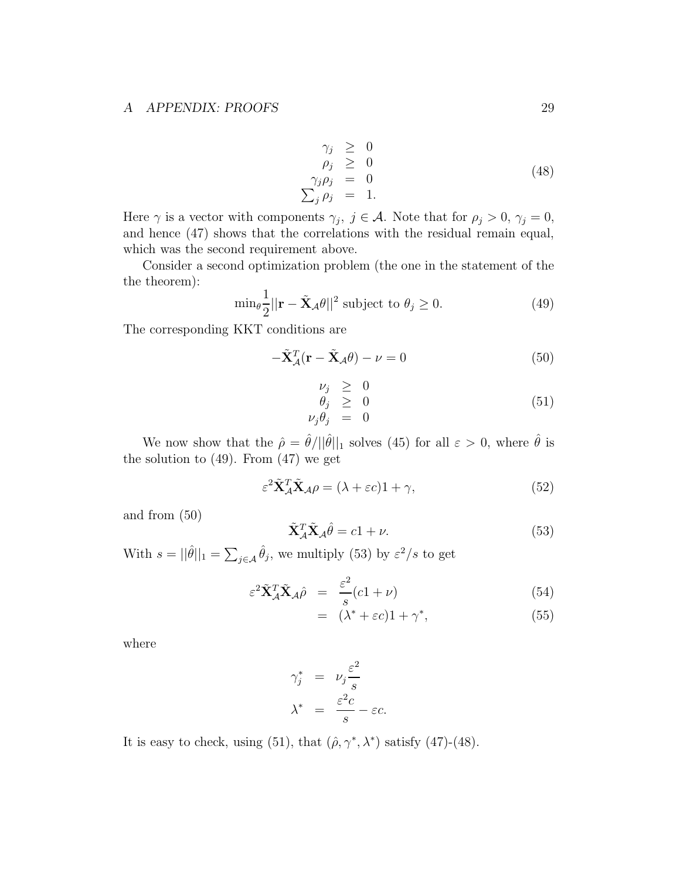$$
\begin{array}{rcl}
\gamma_j & \geq & 0 \\
\rho_j & \geq & 0 \\
\gamma_j \rho_j & = & 0 \\
\sum_j \rho_j & = & 1.
\end{array}
\tag{48}
$$

Here $\gamma$ is a vector with components $\gamma_j$, $j \in \mathcal{A}$. Note that for $\rho_j > 0$, $\gamma_j = 0$, and hence (47) shows that the correlations with the residual remain equal, which was the second requirement above.

Consider a second optimization problem (the one in the statement of the the theorem):

$$
\min_\theta \frac{1}{2}||\mathbf{r} - \tilde{\mathbf{X}}_{\mathcal{A}}\theta||^2 \text{ subject to } \theta_j \geq 0. \tag{49}
$$

The corresponding KKT conditions are

$$
-\tilde{\mathbf{X}}_{\mathcal{A}}^T(\mathbf{r} - \tilde{\mathbf{X}}_{\mathcal{A}}\theta) - \nu = 0 \tag{50}
$$

$$
\begin{array}{rcl}
\nu_j & \geq & 0 \\
\theta_j & \geq & 0 \\
\nu_j \theta_j & = & 0
\end{array}
\tag{51}
$$

We now show that the $\hat{\rho} = \hat{\theta}/||\hat{\theta}||_1$ solves (45) for all $\varepsilon > 0$, where $\hat{\theta}$ is the solution to (49). From (47) we get

$$
\varepsilon^2 \tilde{\mathbf{X}}_{\mathcal{A}}^T \tilde{\mathbf{X}}_{\mathcal{A}} \rho = (\lambda + \varepsilon c)1 + \gamma, \tag{52}
$$

and from (50)

$$
\tilde{\mathbf{X}}_{\mathcal{A}}^T \tilde{\mathbf{X}}_{\mathcal{A}} \hat{\theta} = c1 + \nu. \tag{53}
$$

With $s = ||\hat{\theta}||_1 = \sum_{j \in \mathcal{A}} \hat{\theta}_j$, we multiply (53) by $\varepsilon^2/s$ to get

$$
\begin{array}{rcll}
\varepsilon^2 \tilde{\mathbf{X}}_{\mathcal{A}}^T \tilde{\mathbf{X}}_{\mathcal{A}} \hat{\rho} & = & \dfrac{\varepsilon^2}{s}(c1 + \nu) & (54) \\
& = & (\lambda^* + \varepsilon c)1 + \gamma^*, & (55)
\end{array}
$$

where

$$
\begin{array}{rcl}
\gamma_j^* & = & \nu_j \dfrac{\varepsilon^2}{s} \\
\lambda^* & = & \dfrac{\varepsilon^2 c}{s} - \varepsilon c.
\end{array}
$$

It is easy to check, using (51), that $(\hat{\rho}, \gamma^*, \lambda^*)$ satisfy (47)-(48).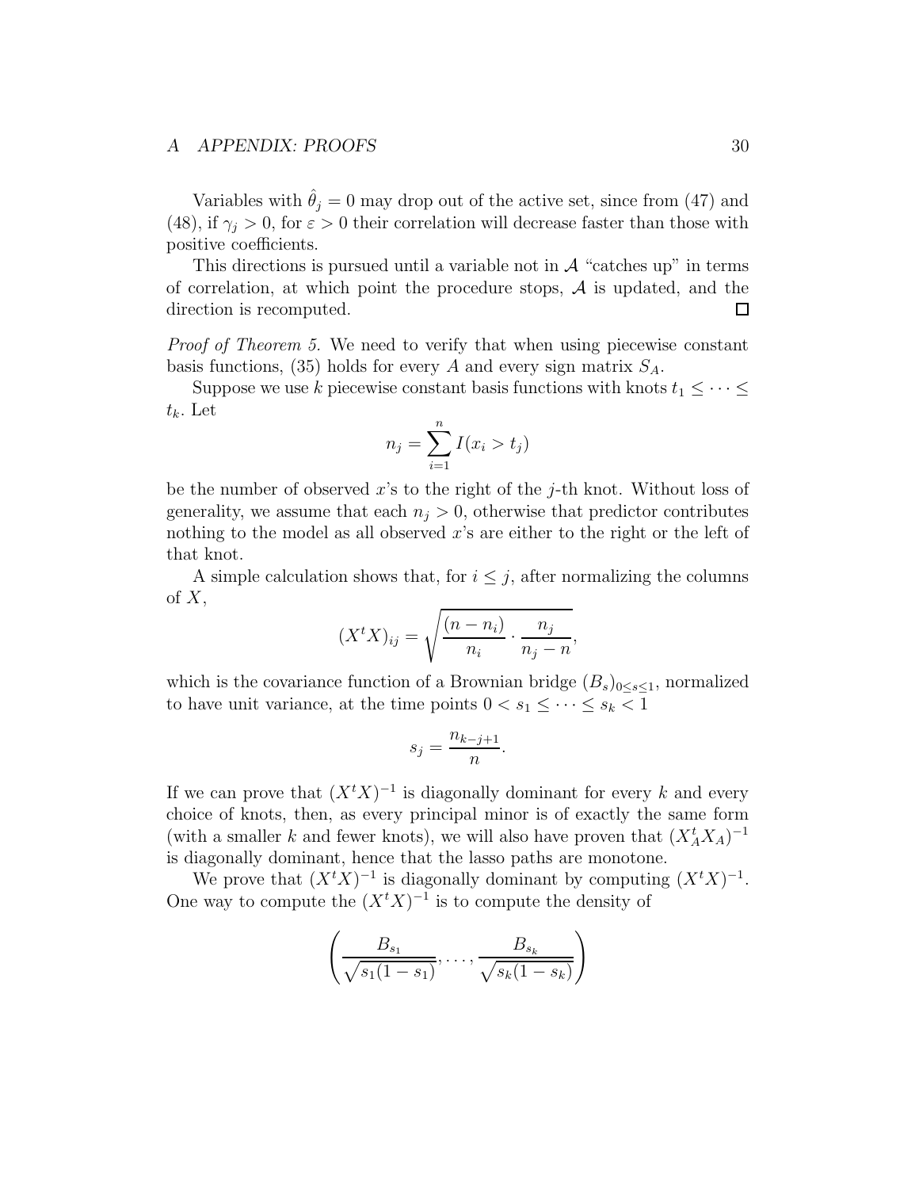Variables with $\hat{\theta}_j = 0$ may drop out of the active set, since from (47) and (48), if $\gamma_j > 0$, for $\varepsilon > 0$ their correlation will decrease faster than those with positive coefficients.

This directions is pursued until a variable not in $\mathcal{A}$ "catches up" in terms of correlation, at which point the procedure stops, $\mathcal{A}$ is updated, and the direction is recomputed. $\square$

*Proof of Theorem 5.* We need to verify that when using piecewise constant basis functions, (35) holds for every $A$ and every sign matrix $S_A$.

Suppose we use $k$ piecewise constant basis functions with knots $t_1 \leq \cdots \leq t_k$. Let

$$n_j = \sum_{i=1}^{n} I(x_i > t_j)$$

be the number of observed $x$'s to the right of the $j$-th knot. Without loss of generality, we assume that each $n_j > 0$, otherwise that predictor contributes nothing to the model as all observed $x$'s are either to the right or the left of that knot.

A simple calculation shows that, for $i \leq j$, after normalizing the columns of $X$,

$$(X^t X)_{ij} = \sqrt{\frac{(n - n_i)}{n_i} \cdot \frac{n_j}{n_j - n}},$$

which is the covariance function of a Brownian bridge $(B_s)_{0 \leq s \leq 1}$, normalized to have unit variance, at the time points $0 < s_1 \leq \cdots \leq s_k < 1$

$$s_j = \frac{n_{k-j+1}}{n}.$$

If we can prove that $(X^t X)^{-1}$ is diagonally dominant for every $k$ and every choice of knots, then, as every principal minor is of exactly the same form (with a smaller $k$ and fewer knots), we will also have proven that $(X_A^t X_A)^{-1}$ is diagonally dominant, hence that the lasso paths are monotone.

We prove that $(X^t X)^{-1}$ is diagonally dominant by computing $(X^t X)^{-1}$. One way to compute the $(X^t X)^{-1}$ is to compute the density of

$$\left( \frac{B_{s_1}}{\sqrt{s_1(1 - s_1)}}, \ldots, \frac{B_{s_k}}{\sqrt{s_k(1 - s_k)}} \right)$$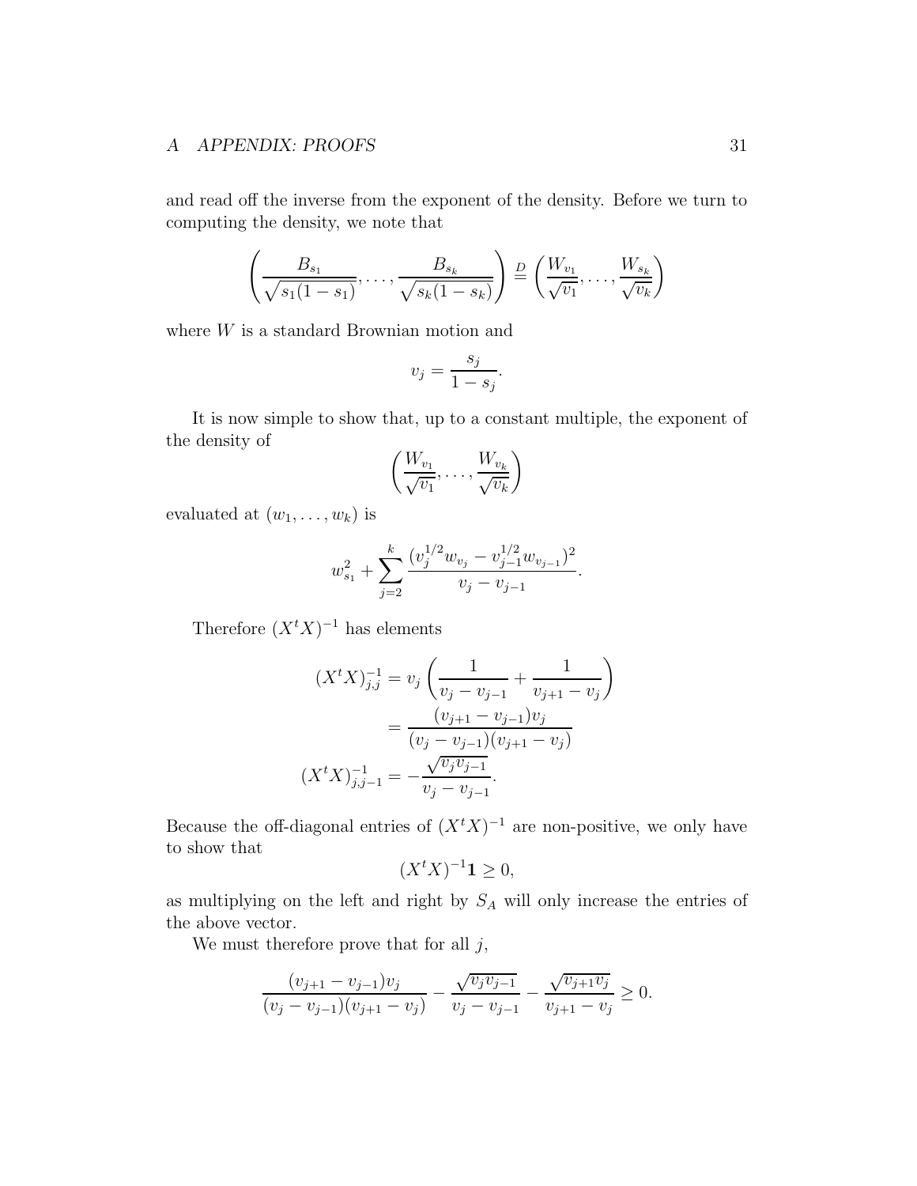and read off the inverse from the exponent of the density. Before we turn to computing the density, we note that

$$\left(\frac{B_{s_1}}{\sqrt{s_1(1-s_1)}}, \ldots, \frac{B_{s_k}}{\sqrt{s_k(1-s_k)}}\right) \stackrel{D}{=} \left(\frac{W_{v_1}}{\sqrt{v_1}}, \ldots, \frac{W_{s_k}}{\sqrt{v_k}}\right)$$

where $W$ is a standard Brownian motion and

$$v_j = \frac{s_j}{1-s_j}.$$

It is now simple to show that, up to a constant multiple, the exponent of the density of

$$\left(\frac{W_{v_1}}{\sqrt{v_1}}, \ldots, \frac{W_{v_k}}{\sqrt{v_k}}\right)$$

evaluated at $(w_1, \ldots, w_k)$ is

$$w_{s_1}^2 + \sum_{j=2}^{k} \frac{(v_j^{1/2} w_{v_j} - v_{j-1}^{1/2} w_{v_{j-1}})^2}{v_j - v_{j-1}}.$$

Therefore $(X^t X)^{-1}$ has elements

$$\begin{aligned}
(X^t X)^{-1}_{j,j} &= v_j \left(\frac{1}{v_j - v_{j-1}} + \frac{1}{v_{j+1} - v_j}\right) \\
&= \frac{(v_{j+1} - v_{j-1}) v_j}{(v_j - v_{j-1})(v_{j+1} - v_j)} \\
(X^t X)^{-1}_{j,j-1} &= -\frac{\sqrt{v_j v_{j-1}}}{v_j - v_{j-1}}.
\end{aligned}$$

Because the off-diagonal entries of $(X^t X)^{-1}$ are non-positive, we only have to show that

$$(X^t X)^{-1} \mathbf{1} \geq 0,$$

as multiplying on the left and right by $S_A$ will only increase the entries of the above vector.

We must therefore prove that for all $j$,

$$\frac{(v_{j+1} - v_{j-1}) v_j}{(v_j - v_{j-1})(v_{j+1} - v_j)} - \frac{\sqrt{v_j v_{j-1}}}{v_j - v_{j-1}} - \frac{\sqrt{v_{j+1} v_j}}{v_{j+1} - v_j} \geq 0.$$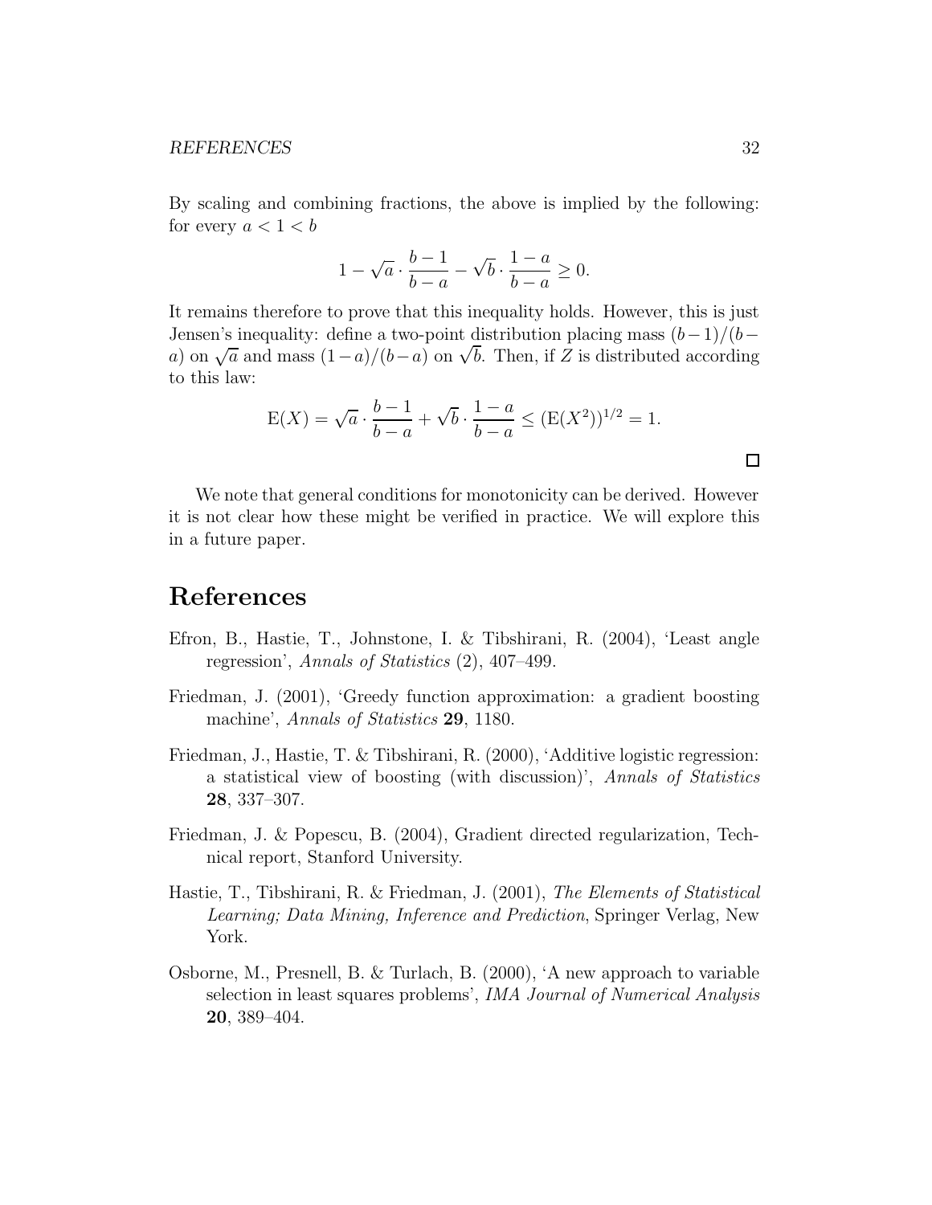By scaling and combining fractions, the above is implied by the following: for every $a < 1 < b$

$$1 - \sqrt{a} \cdot \frac{b-1}{b-a} - \sqrt{b} \cdot \frac{1-a}{b-a} \geq 0.$$

It remains therefore to prove that this inequality holds. However, this is just Jensen's inequality: define a two-point distribution placing mass $(b-1)/(b-a)$ on $\sqrt{a}$ and mass $(1-a)/(b-a)$ on $\sqrt{b}$. Then, if $Z$ is distributed according to this law:

$$\mathrm{E}(X) = \sqrt{a} \cdot \frac{b-1}{b-a} + \sqrt{b} \cdot \frac{1-a}{b-a} \leq (\mathrm{E}(X^2))^{1/2} = 1.$$

□

We note that general conditions for monotonicity can be derived. However it is not clear how these might be verified in practice. We will explore this in a future paper.

# References

Efron, B., Hastie, T., Johnstone, I. & Tibshirani, R. (2004), 'Least angle regression', *Annals of Statistics* (2), 407–499.

Friedman, J. (2001), 'Greedy function approximation: a gradient boosting machine', *Annals of Statistics* **29**, 1180.

Friedman, J., Hastie, T. & Tibshirani, R. (2000), 'Additive logistic regression: a statistical view of boosting (with discussion)', *Annals of Statistics* **28**, 337–307.

Friedman, J. & Popescu, B. (2004), Gradient directed regularization, Technical report, Stanford University.

Hastie, T., Tibshirani, R. & Friedman, J. (2001), *The Elements of Statistical Learning; Data Mining, Inference and Prediction*, Springer Verlag, New York.

Osborne, M., Presnell, B. & Turlach, B. (2000), 'A new approach to variable selection in least squares problems', *IMA Journal of Numerical Analysis* **20**, 389–404.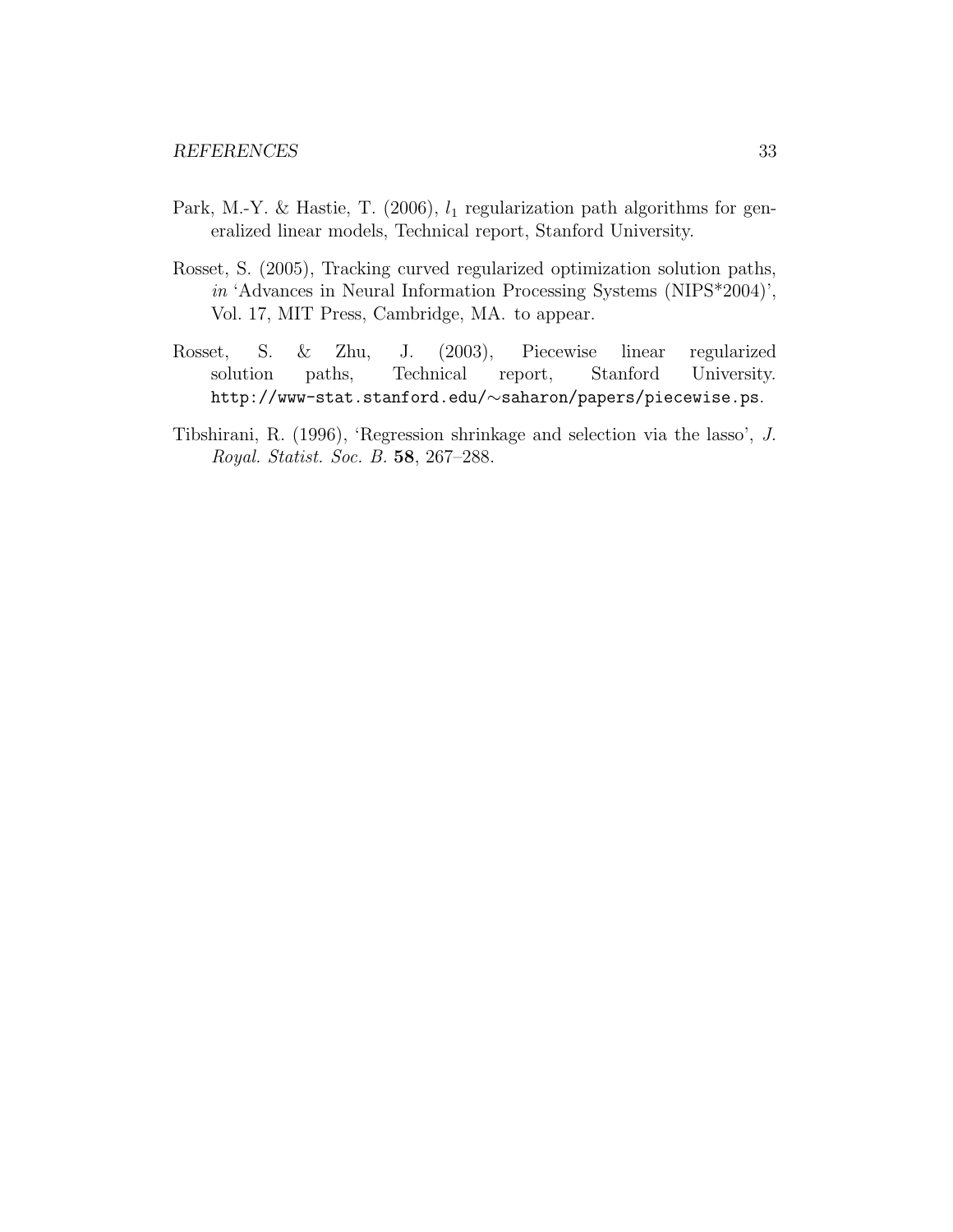Park, M.-Y. & Hastie, T. (2006), $l_1$ regularization path algorithms for generalized linear models, Technical report, Stanford University.

Rosset, S. (2005), Tracking curved regularized optimization solution paths, *in* 'Advances in Neural Information Processing Systems (NIPS*2004)', Vol. 17, MIT Press, Cambridge, MA. to appear.

Rosset, S. & Zhu, J. (2003), Piecewise linear regularized solution paths, Technical report, Stanford University. `http://www-stat.stanford.edu/~saharon/papers/piecewise.ps`.

Tibshirani, R. (1996), 'Regression shrinkage and selection via the lasso', *J. Royal. Statist. Soc. B.* **58**, 267–288.